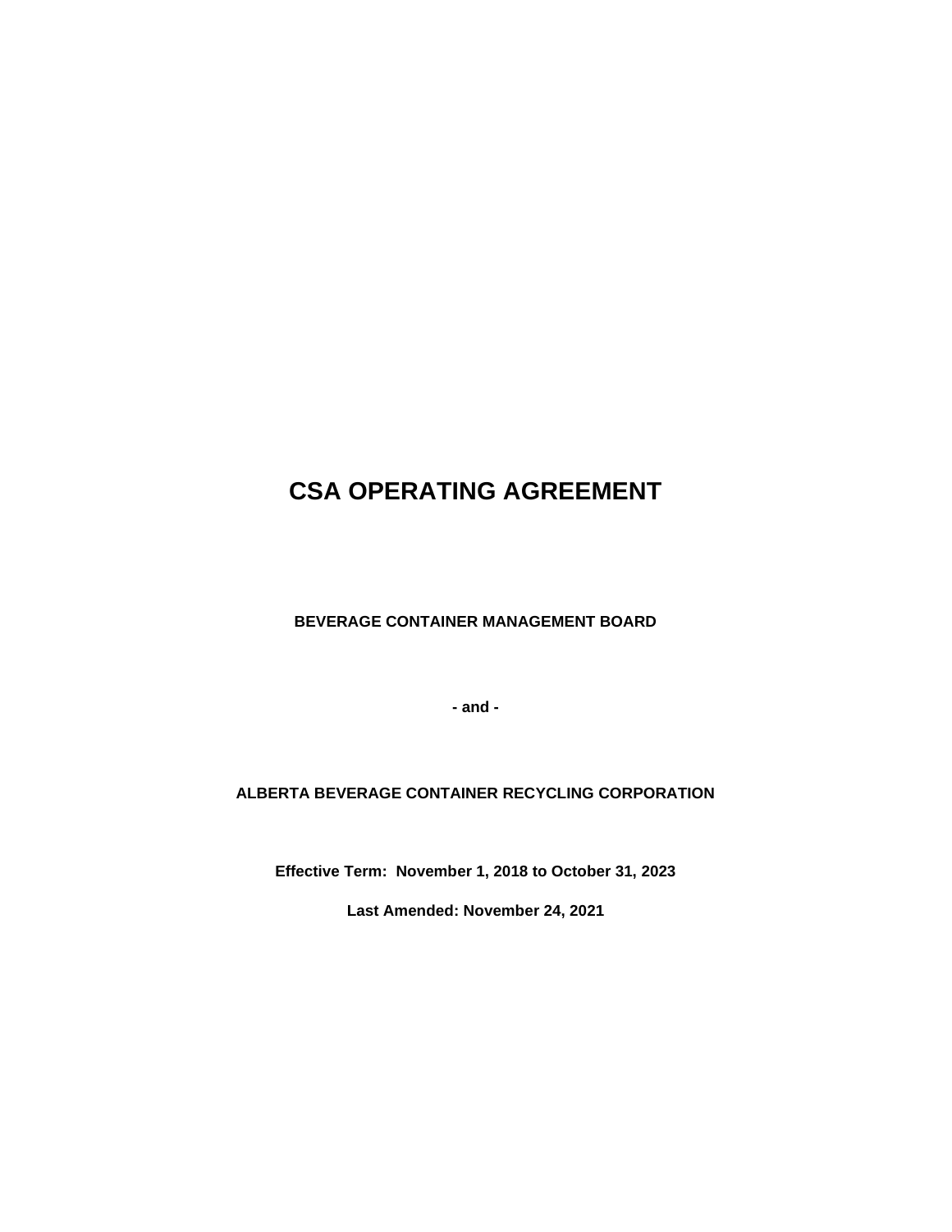# CSA OPERATING AGREEMENT

**BEVERAGE CONTAINER MANAGEMENT BOARD**

**- and -**

**ALBERTA BEVERAGE CONTAINER RECYCLING CORPORATION**

**Effective Term: November 1, 2018 to October 31, 2023**

**Last Amended: November 24, 2021**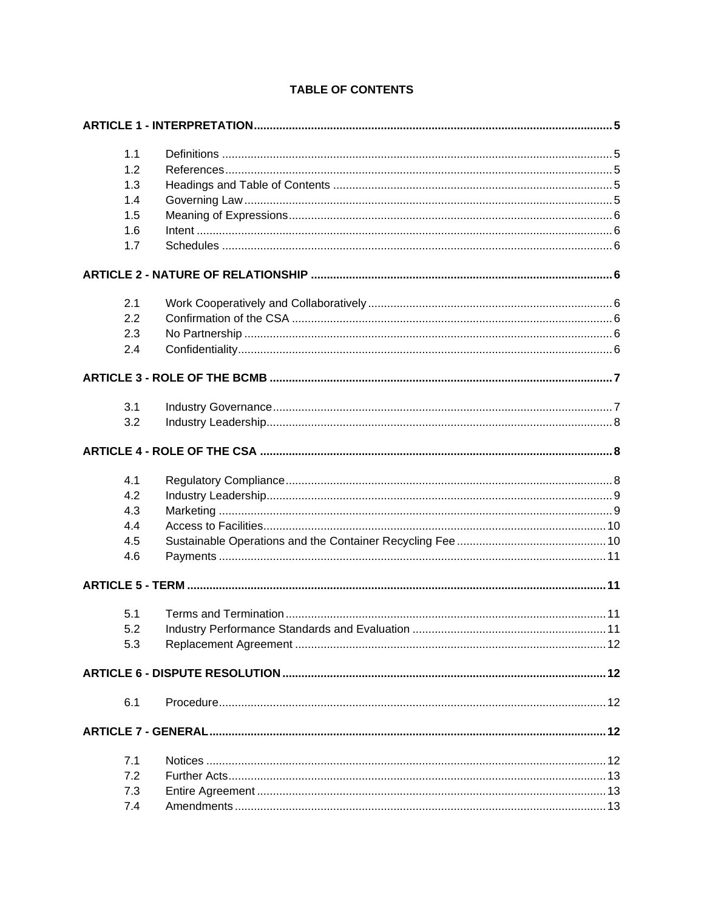# TABLE OF CONTENTS

**ARTICLE 1 - INTERPRETATION** ..... 5

- 1.1 Definitions ..... 5
- 1.2 References ..... 5
- 1.3 Headings and Table of Contents ..... 5
- 1.4 Governing Law ..... 5
- 1.5 Meaning of Expressions ..... 6
- 1.6 Intent ..... 6
- 1.7 Schedules ..... 6

**ARTICLE 2 - NATURE OF RELATIONSHIP** ..... 6

- 2.1 Work Cooperatively and Collaboratively ..... 6
- 2.2 Confirmation of the CSA ..... 6
- 2.3 No Partnership ..... 6
- 2.4 Confidentiality ..... 6

**ARTICLE 3 - ROLE OF THE BCMB** ..... 7

- 3.1 Industry Governance ..... 7
- 3.2 Industry Leadership ..... 8

**ARTICLE 4 - ROLE OF THE CSA** ..... 8

- 4.1 Regulatory Compliance ..... 8
- 4.2 Industry Leadership ..... 9
- 4.3 Marketing ..... 9
- 4.4 Access to Facilities ..... 10
- 4.5 Sustainable Operations and the Container Recycling Fee ..... 10
- 4.6 Payments ..... 11

**ARTICLE 5 - TERM** ..... 11

- 5.1 Terms and Termination ..... 11
- 5.2 Industry Performance Standards and Evaluation ..... 11
- 5.3 Replacement Agreement ..... 12

**ARTICLE 6 - DISPUTE RESOLUTION** ..... 12

- 6.1 Procedure ..... 12

**ARTICLE 7 - GENERAL** ..... 12

- 7.1 Notices ..... 12
- 7.2 Further Acts ..... 13
- 7.3 Entire Agreement ..... 13
- 7.4 Amendments ..... 13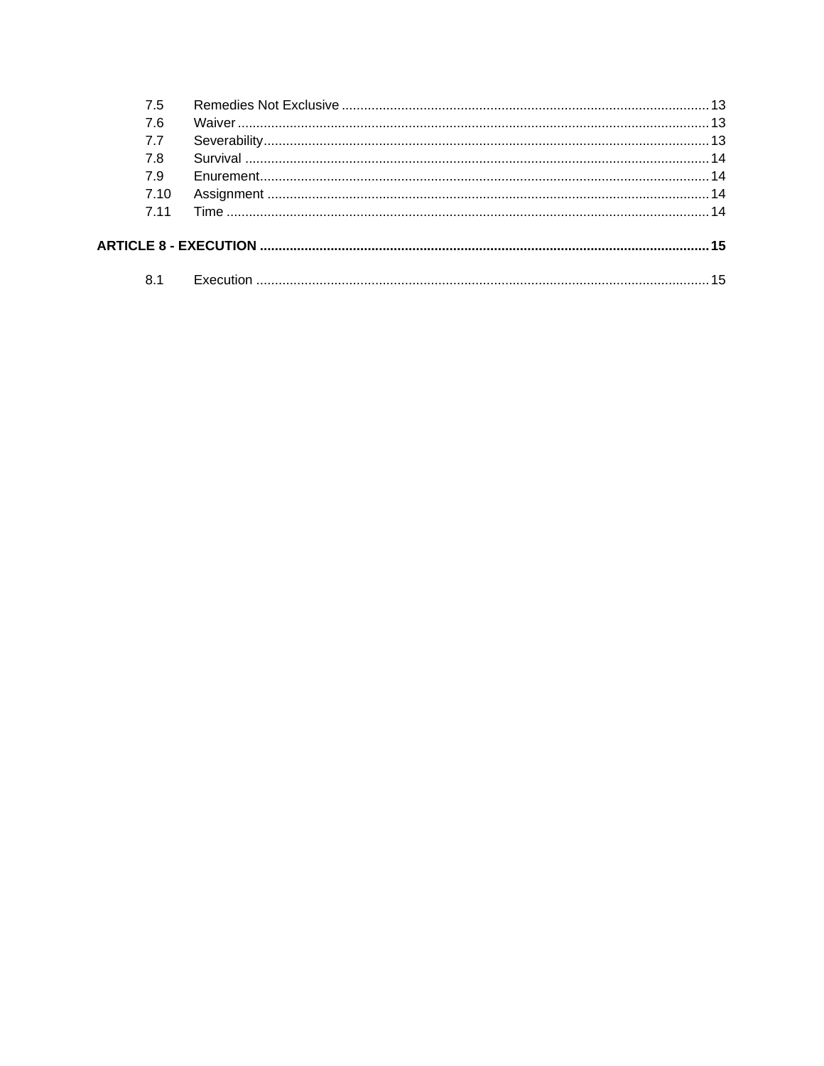7.5 Remedies Not Exclusive .......... 13
7.6 Waiver .......... 13
7.7 Severability .......... 13
7.8 Survival .......... 14
7.9 Enurement .......... 14
7.10 Assignment .......... 14
7.11 Time .......... 14

**ARTICLE 8 - EXECUTION .......... 15**

8.1 Execution .......... 15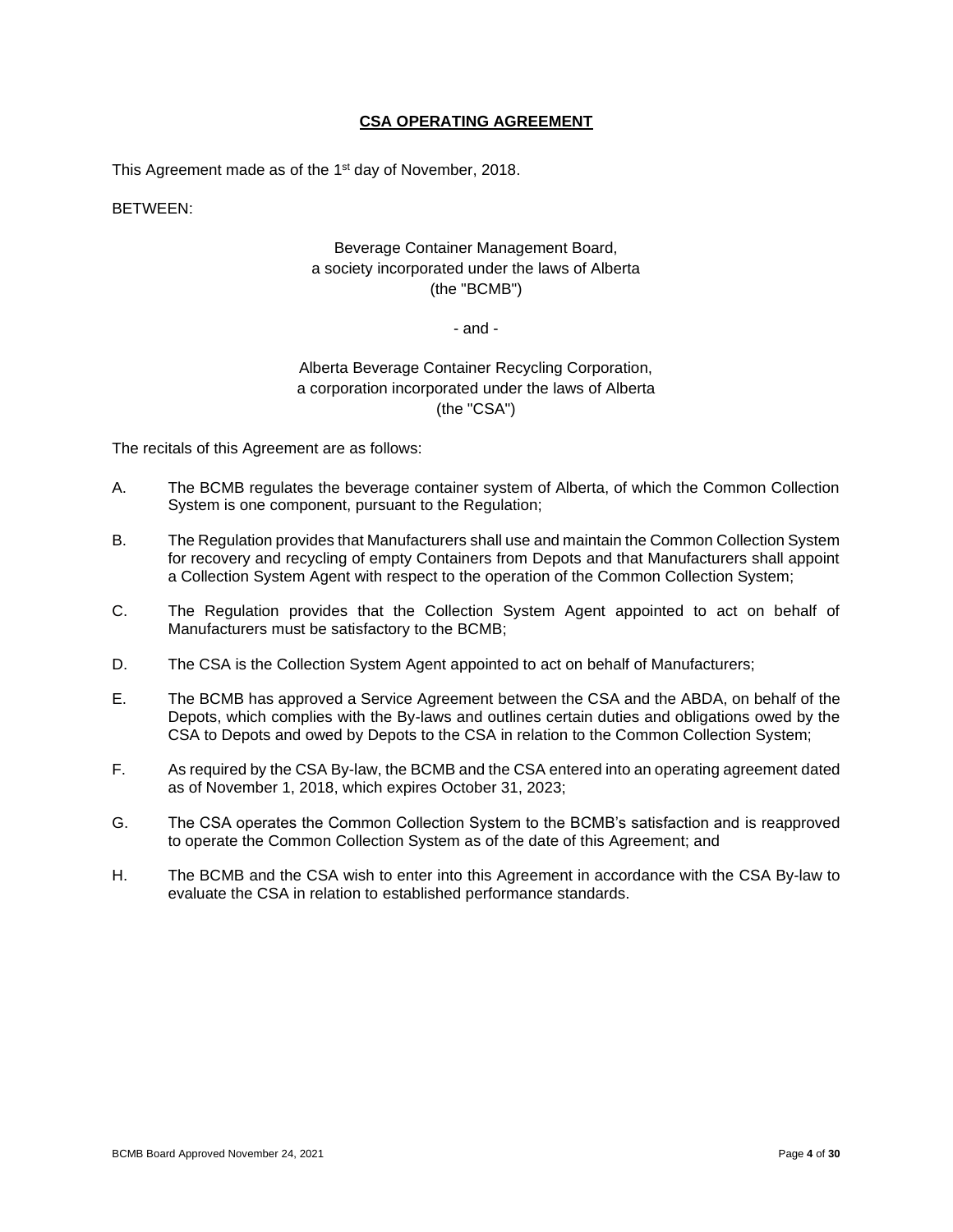# CSA OPERATING AGREEMENT

This Agreement made as of the 1st day of November, 2018.

BETWEEN:

Beverage Container Management Board,
a society incorporated under the laws of Alberta
(the "BCMB")

\- and -

Alberta Beverage Container Recycling Corporation,
a corporation incorporated under the laws of Alberta
(the "CSA")

The recitals of this Agreement are as follows:

A. The BCMB regulates the beverage container system of Alberta, of which the Common Collection System is one component, pursuant to the Regulation;

B. The Regulation provides that Manufacturers shall use and maintain the Common Collection System for recovery and recycling of empty Containers from Depots and that Manufacturers shall appoint a Collection System Agent with respect to the operation of the Common Collection System;

C. The Regulation provides that the Collection System Agent appointed to act on behalf of Manufacturers must be satisfactory to the BCMB;

D. The CSA is the Collection System Agent appointed to act on behalf of Manufacturers;

E. The BCMB has approved a Service Agreement between the CSA and the ABDA, on behalf of the Depots, which complies with the By-laws and outlines certain duties and obligations owed by the CSA to Depots and owed by Depots to the CSA in relation to the Common Collection System;

F. As required by the CSA By-law, the BCMB and the CSA entered into an operating agreement dated as of November 1, 2018, which expires October 31, 2023;

G. The CSA operates the Common Collection System to the BCMB's satisfaction and is reapproved to operate the Common Collection System as of the date of this Agreement; and

H. The BCMB and the CSA wish to enter into this Agreement in accordance with the CSA By-law to evaluate the CSA in relation to established performance standards.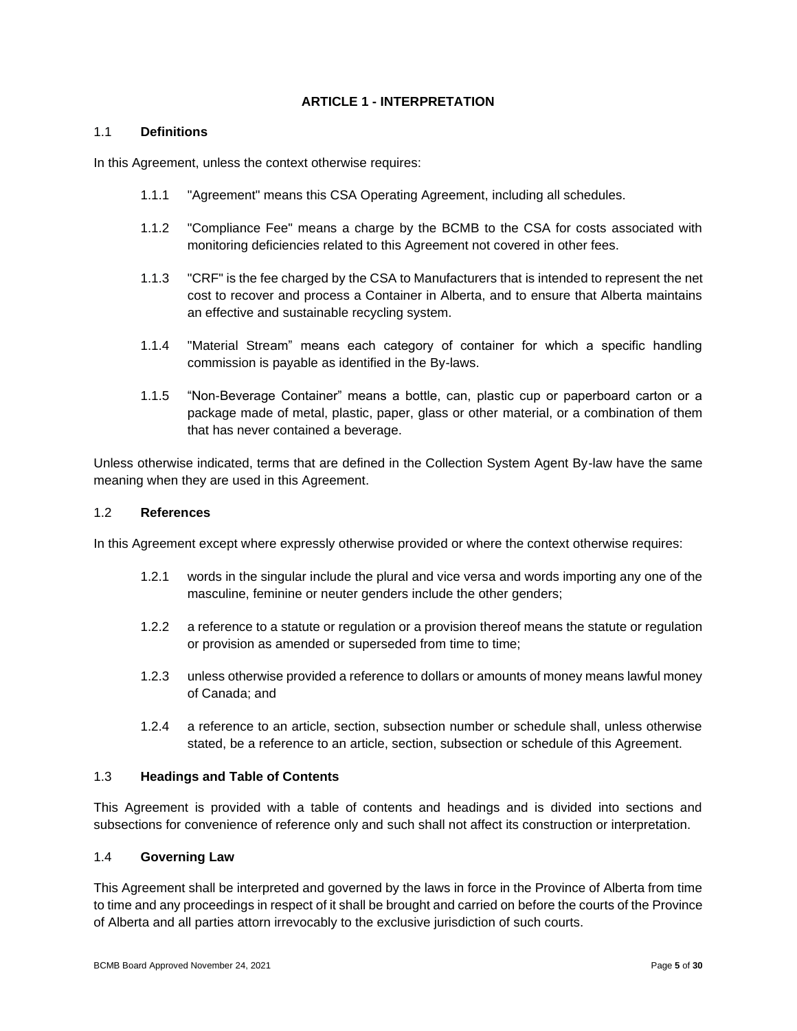## ARTICLE 1 - INTERPRETATION

### 1.1 **Definitions**

In this Agreement, unless the context otherwise requires:

1.1.1 "Agreement" means this CSA Operating Agreement, including all schedules.

1.1.2 "Compliance Fee" means a charge by the BCMB to the CSA for costs associated with monitoring deficiencies related to this Agreement not covered in other fees.

1.1.3 "CRF" is the fee charged by the CSA to Manufacturers that is intended to represent the net cost to recover and process a Container in Alberta, and to ensure that Alberta maintains an effective and sustainable recycling system.

1.1.4 "Material Stream" means each category of container for which a specific handling commission is payable as identified in the By-laws.

1.1.5 "Non-Beverage Container" means a bottle, can, plastic cup or paperboard carton or a package made of metal, plastic, paper, glass or other material, or a combination of them that has never contained a beverage.

Unless otherwise indicated, terms that are defined in the Collection System Agent By-law have the same meaning when they are used in this Agreement.

### 1.2 **References**

In this Agreement except where expressly otherwise provided or where the context otherwise requires:

1.2.1 words in the singular include the plural and vice versa and words importing any one of the masculine, feminine or neuter genders include the other genders;

1.2.2 a reference to a statute or regulation or a provision thereof means the statute or regulation or provision as amended or superseded from time to time;

1.2.3 unless otherwise provided a reference to dollars or amounts of money means lawful money of Canada; and

1.2.4 a reference to an article, section, subsection number or schedule shall, unless otherwise stated, be a reference to an article, section, subsection or schedule of this Agreement.

### 1.3 **Headings and Table of Contents**

This Agreement is provided with a table of contents and headings and is divided into sections and subsections for convenience of reference only and such shall not affect its construction or interpretation.

### 1.4 **Governing Law**

This Agreement shall be interpreted and governed by the laws in force in the Province of Alberta from time to time and any proceedings in respect of it shall be brought and carried on before the courts of the Province of Alberta and all parties attorn irrevocably to the exclusive jurisdiction of such courts.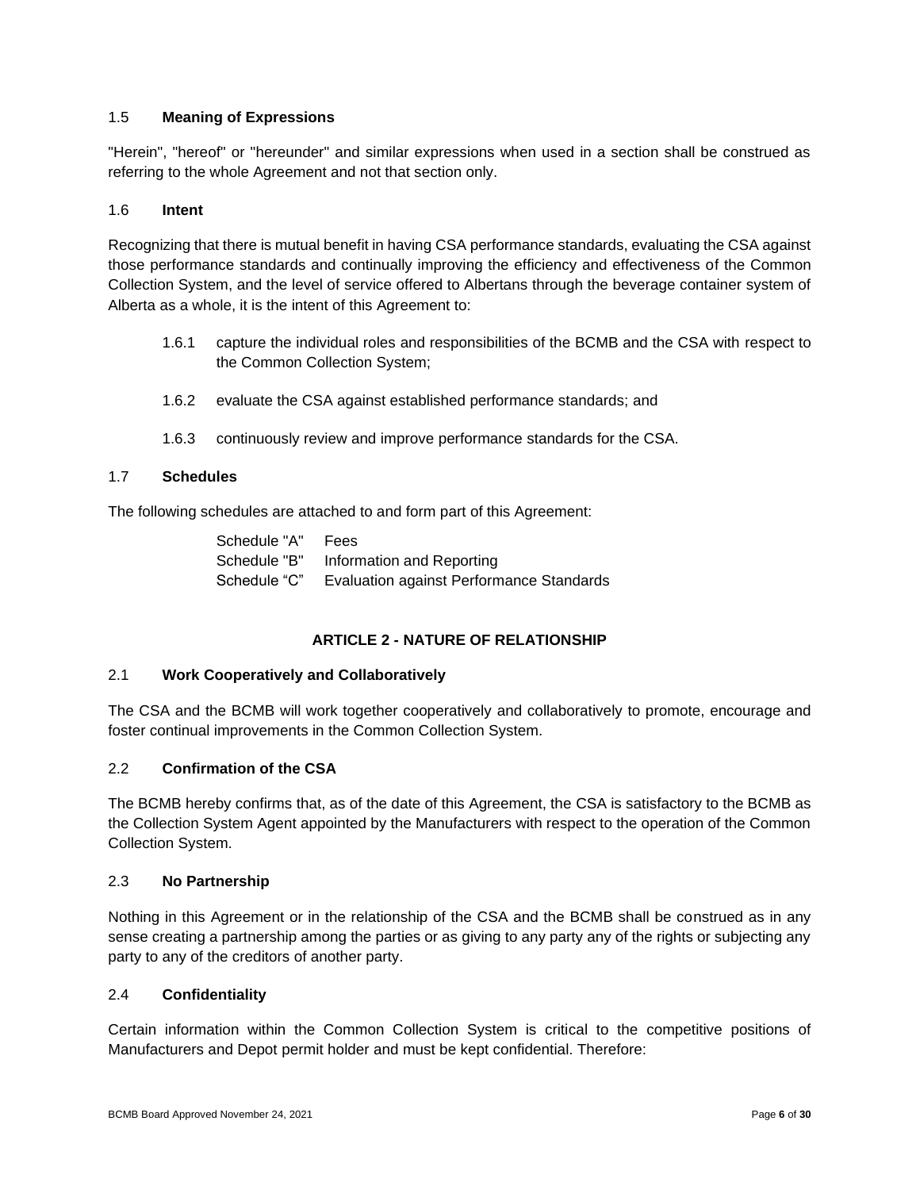### 1.5 **Meaning of Expressions**

"Herein", "hereof" or "hereunder" and similar expressions when used in a section shall be construed as referring to the whole Agreement and not that section only.

### 1.6 **Intent**

Recognizing that there is mutual benefit in having CSA performance standards, evaluating the CSA against those performance standards and continually improving the efficiency and effectiveness of the Common Collection System, and the level of service offered to Albertans through the beverage container system of Alberta as a whole, it is the intent of this Agreement to:

1.6.1 capture the individual roles and responsibilities of the BCMB and the CSA with respect to the Common Collection System;

1.6.2 evaluate the CSA against established performance standards; and

1.6.3 continuously review and improve performance standards for the CSA.

### 1.7 **Schedules**

The following schedules are attached to and form part of this Agreement:

Schedule "A" Fees
Schedule "B" Information and Reporting
Schedule "C" Evaluation against Performance Standards

## ARTICLE 2 - NATURE OF RELATIONSHIP

### 2.1 **Work Cooperatively and Collaboratively**

The CSA and the BCMB will work together cooperatively and collaboratively to promote, encourage and foster continual improvements in the Common Collection System.

### 2.2 **Confirmation of the CSA**

The BCMB hereby confirms that, as of the date of this Agreement, the CSA is satisfactory to the BCMB as the Collection System Agent appointed by the Manufacturers with respect to the operation of the Common Collection System.

### 2.3 **No Partnership**

Nothing in this Agreement or in the relationship of the CSA and the BCMB shall be construed as in any sense creating a partnership among the parties or as giving to any party any of the rights or subjecting any party to any of the creditors of another party.

### 2.4 **Confidentiality**

Certain information within the Common Collection System is critical to the competitive positions of Manufacturers and Depot permit holder and must be kept confidential. Therefore: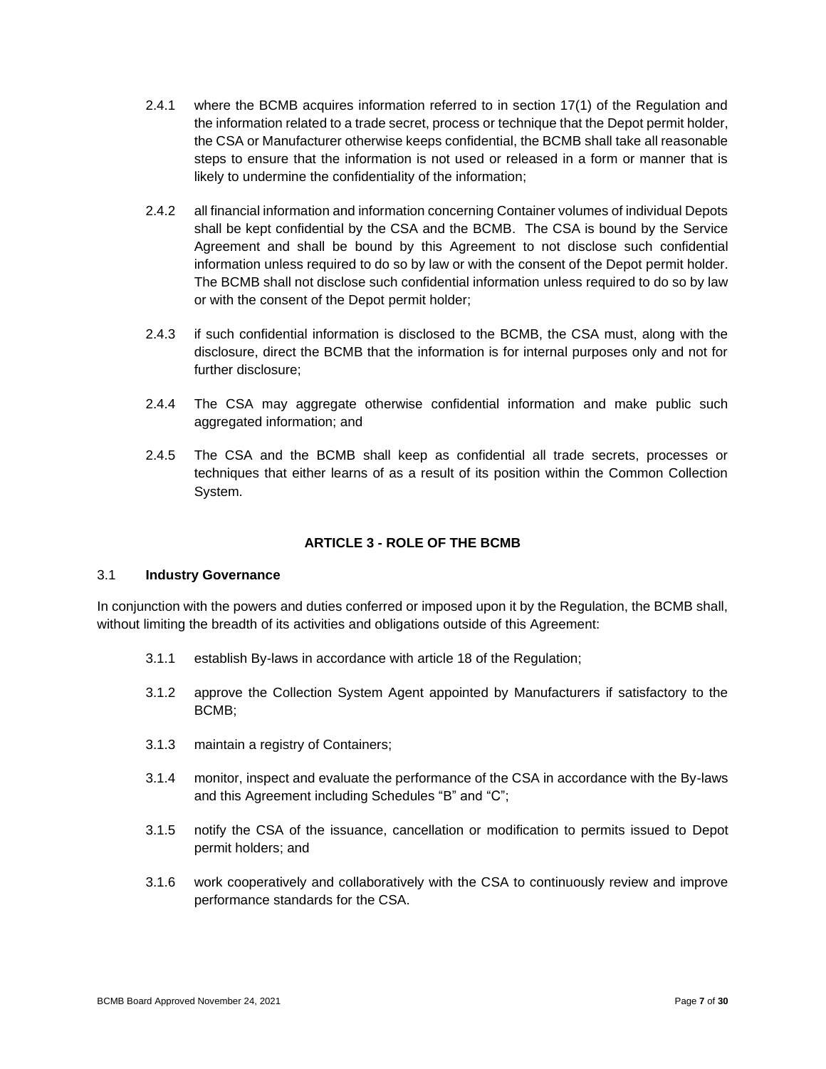2.4.1 where the BCMB acquires information referred to in section 17(1) of the Regulation and the information related to a trade secret, process or technique that the Depot permit holder, the CSA or Manufacturer otherwise keeps confidential, the BCMB shall take all reasonable steps to ensure that the information is not used or released in a form or manner that is likely to undermine the confidentiality of the information;

2.4.2 all financial information and information concerning Container volumes of individual Depots shall be kept confidential by the CSA and the BCMB. The CSA is bound by the Service Agreement and shall be bound by this Agreement to not disclose such confidential information unless required to do so by law or with the consent of the Depot permit holder. The BCMB shall not disclose such confidential information unless required to do so by law or with the consent of the Depot permit holder;

2.4.3 if such confidential information is disclosed to the BCMB, the CSA must, along with the disclosure, direct the BCMB that the information is for internal purposes only and not for further disclosure;

2.4.4 The CSA may aggregate otherwise confidential information and make public such aggregated information; and

2.4.5 The CSA and the BCMB shall keep as confidential all trade secrets, processes or techniques that either learns of as a result of its position within the Common Collection System.

## ARTICLE 3 - ROLE OF THE BCMB

### 3.1 Industry Governance

In conjunction with the powers and duties conferred or imposed upon it by the Regulation, the BCMB shall, without limiting the breadth of its activities and obligations outside of this Agreement:

3.1.1 establish By-laws in accordance with article 18 of the Regulation;

3.1.2 approve the Collection System Agent appointed by Manufacturers if satisfactory to the BCMB;

3.1.3 maintain a registry of Containers;

3.1.4 monitor, inspect and evaluate the performance of the CSA in accordance with the By-laws and this Agreement including Schedules "B" and "C";

3.1.5 notify the CSA of the issuance, cancellation or modification to permits issued to Depot permit holders; and

3.1.6 work cooperatively and collaboratively with the CSA to continuously review and improve performance standards for the CSA.

BCMB Board Approved November 24, 2021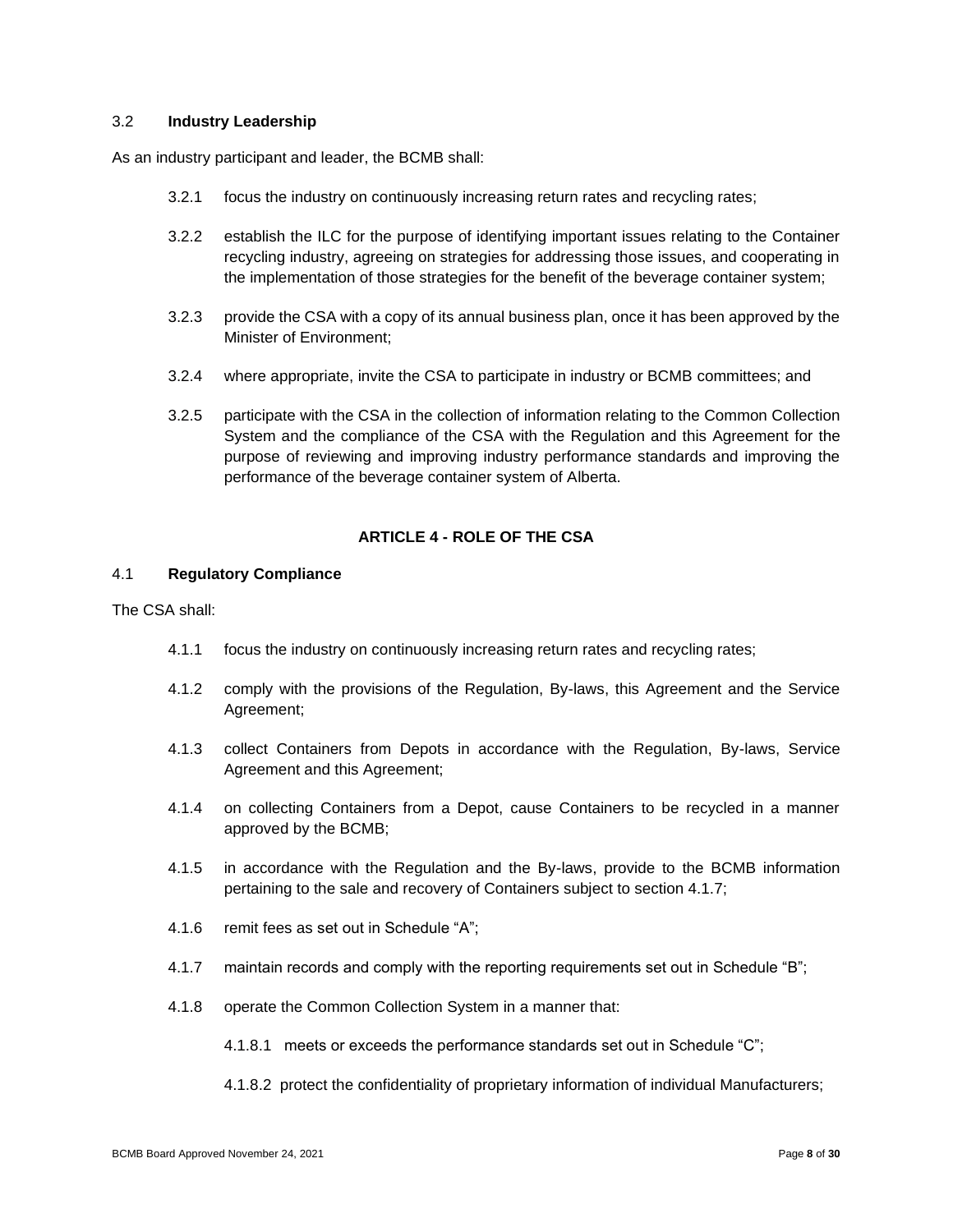### 3.2 **Industry Leadership**

As an industry participant and leader, the BCMB shall:

3.2.1 focus the industry on continuously increasing return rates and recycling rates;

3.2.2 establish the ILC for the purpose of identifying important issues relating to the Container recycling industry, agreeing on strategies for addressing those issues, and cooperating in the implementation of those strategies for the benefit of the beverage container system;

3.2.3 provide the CSA with a copy of its annual business plan, once it has been approved by the Minister of Environment;

3.2.4 where appropriate, invite the CSA to participate in industry or BCMB committees; and

3.2.5 participate with the CSA in the collection of information relating to the Common Collection System and the compliance of the CSA with the Regulation and this Agreement for the purpose of reviewing and improving industry performance standards and improving the performance of the beverage container system of Alberta.

## ARTICLE 4 - ROLE OF THE CSA

### 4.1 **Regulatory Compliance**

The CSA shall:

4.1.1 focus the industry on continuously increasing return rates and recycling rates;

4.1.2 comply with the provisions of the Regulation, By-laws, this Agreement and the Service Agreement;

4.1.3 collect Containers from Depots in accordance with the Regulation, By-laws, Service Agreement and this Agreement;

4.1.4 on collecting Containers from a Depot, cause Containers to be recycled in a manner approved by the BCMB;

4.1.5 in accordance with the Regulation and the By-laws, provide to the BCMB information pertaining to the sale and recovery of Containers subject to section 4.1.7;

4.1.6 remit fees as set out in Schedule "A";

4.1.7 maintain records and comply with the reporting requirements set out in Schedule "B";

4.1.8 operate the Common Collection System in a manner that:

4.1.8.1 meets or exceeds the performance standards set out in Schedule "C";

4.1.8.2 protect the confidentiality of proprietary information of individual Manufacturers;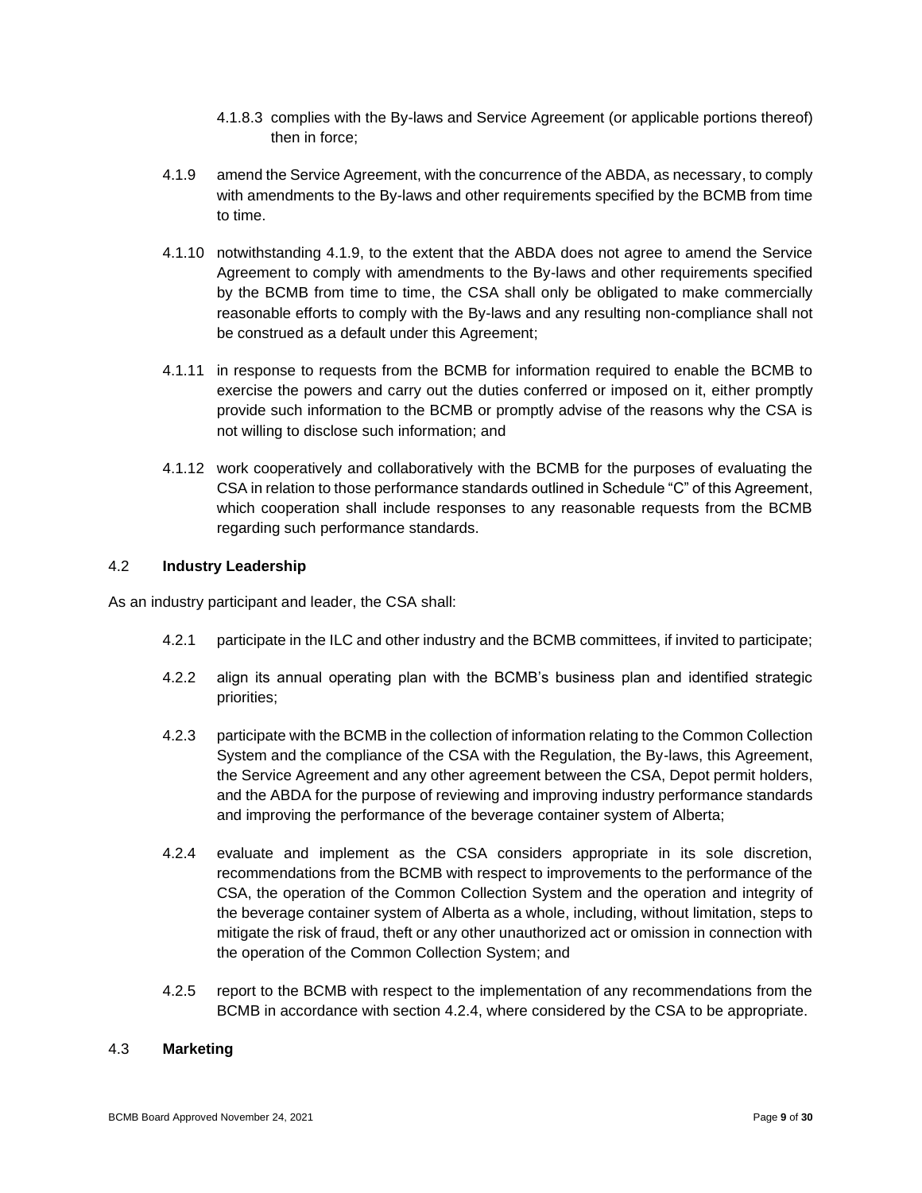4.1.8.3 complies with the By-laws and Service Agreement (or applicable portions thereof) then in force;

4.1.9 amend the Service Agreement, with the concurrence of the ABDA, as necessary, to comply with amendments to the By-laws and other requirements specified by the BCMB from time to time.

4.1.10 notwithstanding 4.1.9, to the extent that the ABDA does not agree to amend the Service Agreement to comply with amendments to the By-laws and other requirements specified by the BCMB from time to time, the CSA shall only be obligated to make commercially reasonable efforts to comply with the By-laws and any resulting non-compliance shall not be construed as a default under this Agreement;

4.1.11 in response to requests from the BCMB for information required to enable the BCMB to exercise the powers and carry out the duties conferred or imposed on it, either promptly provide such information to the BCMB or promptly advise of the reasons why the CSA is not willing to disclose such information; and

4.1.12 work cooperatively and collaboratively with the BCMB for the purposes of evaluating the CSA in relation to those performance standards outlined in Schedule "C" of this Agreement, which cooperation shall include responses to any reasonable requests from the BCMB regarding such performance standards.

4.2 **Industry Leadership**

As an industry participant and leader, the CSA shall:

4.2.1 participate in the ILC and other industry and the BCMB committees, if invited to participate;

4.2.2 align its annual operating plan with the BCMB's business plan and identified strategic priorities;

4.2.3 participate with the BCMB in the collection of information relating to the Common Collection System and the compliance of the CSA with the Regulation, the By-laws, this Agreement, the Service Agreement and any other agreement between the CSA, Depot permit holders, and the ABDA for the purpose of reviewing and improving industry performance standards and improving the performance of the beverage container system of Alberta;

4.2.4 evaluate and implement as the CSA considers appropriate in its sole discretion, recommendations from the BCMB with respect to improvements to the performance of the CSA, the operation of the Common Collection System and the operation and integrity of the beverage container system of Alberta as a whole, including, without limitation, steps to mitigate the risk of fraud, theft or any other unauthorized act or omission in connection with the operation of the Common Collection System; and

4.2.5 report to the BCMB with respect to the implementation of any recommendations from the BCMB in accordance with section 4.2.4, where considered by the CSA to be appropriate.

4.3 **Marketing**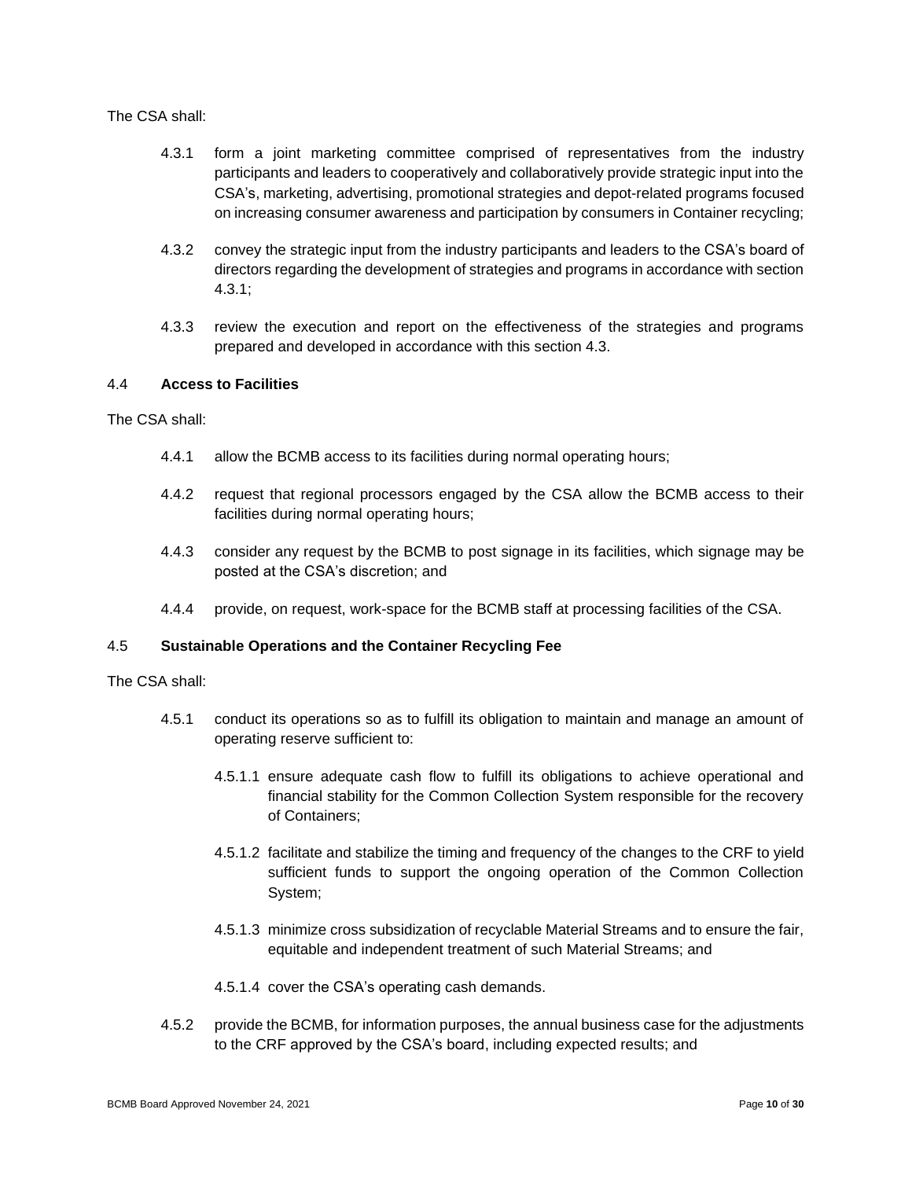The CSA shall:

4.3.1 form a joint marketing committee comprised of representatives from the industry participants and leaders to cooperatively and collaboratively provide strategic input into the CSA's, marketing, advertising, promotional strategies and depot-related programs focused on increasing consumer awareness and participation by consumers in Container recycling;

4.3.2 convey the strategic input from the industry participants and leaders to the CSA's board of directors regarding the development of strategies and programs in accordance with section 4.3.1;

4.3.3 review the execution and report on the effectiveness of the strategies and programs prepared and developed in accordance with this section 4.3.

4.4 **Access to Facilities**

The CSA shall:

4.4.1 allow the BCMB access to its facilities during normal operating hours;

4.4.2 request that regional processors engaged by the CSA allow the BCMB access to their facilities during normal operating hours;

4.4.3 consider any request by the BCMB to post signage in its facilities, which signage may be posted at the CSA's discretion; and

4.4.4 provide, on request, work-space for the BCMB staff at processing facilities of the CSA.

4.5 **Sustainable Operations and the Container Recycling Fee**

The CSA shall:

4.5.1 conduct its operations so as to fulfill its obligation to maintain and manage an amount of operating reserve sufficient to:

4.5.1.1 ensure adequate cash flow to fulfill its obligations to achieve operational and financial stability for the Common Collection System responsible for the recovery of Containers;

4.5.1.2 facilitate and stabilize the timing and frequency of the changes to the CRF to yield sufficient funds to support the ongoing operation of the Common Collection System;

4.5.1.3 minimize cross subsidization of recyclable Material Streams and to ensure the fair, equitable and independent treatment of such Material Streams; and

4.5.1.4 cover the CSA's operating cash demands.

4.5.2 provide the BCMB, for information purposes, the annual business case for the adjustments to the CRF approved by the CSA's board, including expected results; and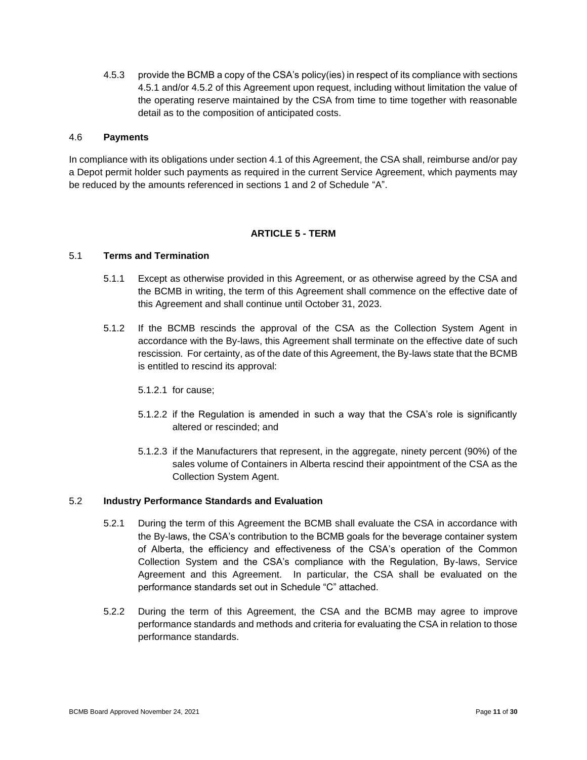4.5.3 provide the BCMB a copy of the CSA's policy(ies) in respect of its compliance with sections 4.5.1 and/or 4.5.2 of this Agreement upon request, including without limitation the value of the operating reserve maintained by the CSA from time to time together with reasonable detail as to the composition of anticipated costs.

### 4.6 **Payments**

In compliance with its obligations under section 4.1 of this Agreement, the CSA shall, reimburse and/or pay a Depot permit holder such payments as required in the current Service Agreement, which payments may be reduced by the amounts referenced in sections 1 and 2 of Schedule "A".

## ARTICLE 5 - TERM

### 5.1 **Terms and Termination**

5.1.1 Except as otherwise provided in this Agreement, or as otherwise agreed by the CSA and the BCMB in writing, the term of this Agreement shall commence on the effective date of this Agreement and shall continue until October 31, 2023.

5.1.2 If the BCMB rescinds the approval of the CSA as the Collection System Agent in accordance with the By-laws, this Agreement shall terminate on the effective date of such rescission. For certainty, as of the date of this Agreement, the By-laws state that the BCMB is entitled to rescind its approval:

5.1.2.1 for cause;

5.1.2.2 if the Regulation is amended in such a way that the CSA's role is significantly altered or rescinded; and

5.1.2.3 if the Manufacturers that represent, in the aggregate, ninety percent (90%) of the sales volume of Containers in Alberta rescind their appointment of the CSA as the Collection System Agent.

### 5.2 **Industry Performance Standards and Evaluation**

5.2.1 During the term of this Agreement the BCMB shall evaluate the CSA in accordance with the By-laws, the CSA's contribution to the BCMB goals for the beverage container system of Alberta, the efficiency and effectiveness of the CSA's operation of the Common Collection System and the CSA's compliance with the Regulation, By-laws, Service Agreement and this Agreement. In particular, the CSA shall be evaluated on the performance standards set out in Schedule "C" attached.

5.2.2 During the term of this Agreement, the CSA and the BCMB may agree to improve performance standards and methods and criteria for evaluating the CSA in relation to those performance standards.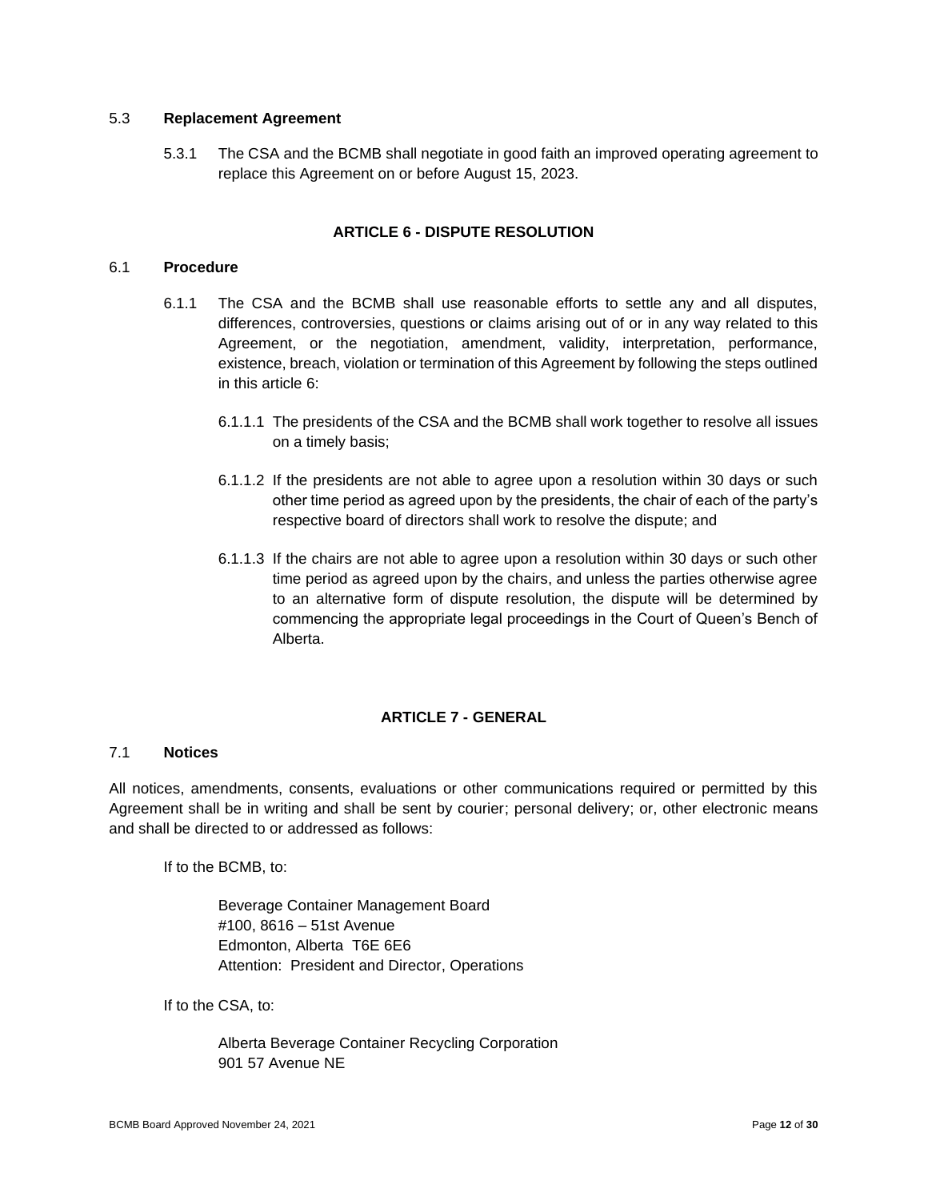### 5.3 **Replacement Agreement**

5.3.1 The CSA and the BCMB shall negotiate in good faith an improved operating agreement to replace this Agreement on or before August 15, 2023.

## ARTICLE 6 - DISPUTE RESOLUTION

### 6.1 **Procedure**

6.1.1 The CSA and the BCMB shall use reasonable efforts to settle any and all disputes, differences, controversies, questions or claims arising out of or in any way related to this Agreement, or the negotiation, amendment, validity, interpretation, performance, existence, breach, violation or termination of this Agreement by following the steps outlined in this article 6:

6.1.1.1 The presidents of the CSA and the BCMB shall work together to resolve all issues on a timely basis;

6.1.1.2 If the presidents are not able to agree upon a resolution within 30 days or such other time period as agreed upon by the presidents, the chair of each of the party's respective board of directors shall work to resolve the dispute; and

6.1.1.3 If the chairs are not able to agree upon a resolution within 30 days or such other time period as agreed upon by the chairs, and unless the parties otherwise agree to an alternative form of dispute resolution, the dispute will be determined by commencing the appropriate legal proceedings in the Court of Queen's Bench of Alberta.

## ARTICLE 7 - GENERAL

### 7.1 **Notices**

All notices, amendments, consents, evaluations or other communications required or permitted by this Agreement shall be in writing and shall be sent by courier; personal delivery; or, other electronic means and shall be directed to or addressed as follows:

If to the BCMB, to:

Beverage Container Management Board
#100, 8616 – 51st Avenue
Edmonton, Alberta T6E 6E6
Attention: President and Director, Operations

If to the CSA, to:

Alberta Beverage Container Recycling Corporation
901 57 Avenue NE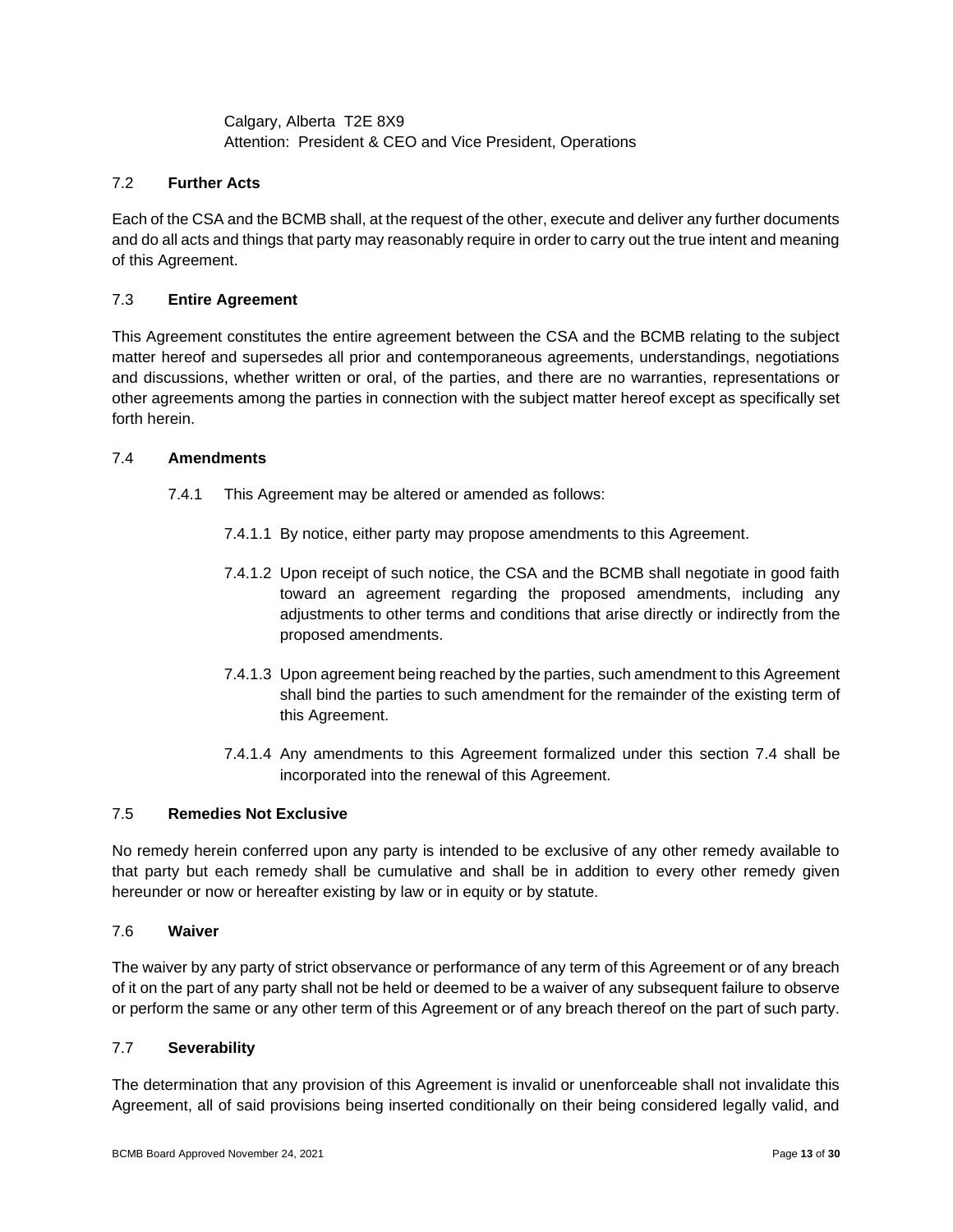Calgary, Alberta  T2E 8X9
Attention:  President & CEO and Vice President, Operations

### 7.2 **Further Acts**

Each of the CSA and the BCMB shall, at the request of the other, execute and deliver any further documents and do all acts and things that party may reasonably require in order to carry out the true intent and meaning of this Agreement.

### 7.3 **Entire Agreement**

This Agreement constitutes the entire agreement between the CSA and the BCMB relating to the subject matter hereof and supersedes all prior and contemporaneous agreements, understandings, negotiations and discussions, whether written or oral, of the parties, and there are no warranties, representations or other agreements among the parties in connection with the subject matter hereof except as specifically set forth herein.

### 7.4 **Amendments**

7.4.1 This Agreement may be altered or amended as follows:

7.4.1.1 By notice, either party may propose amendments to this Agreement.

7.4.1.2 Upon receipt of such notice, the CSA and the BCMB shall negotiate in good faith toward an agreement regarding the proposed amendments, including any adjustments to other terms and conditions that arise directly or indirectly from the proposed amendments.

7.4.1.3 Upon agreement being reached by the parties, such amendment to this Agreement shall bind the parties to such amendment for the remainder of the existing term of this Agreement.

7.4.1.4 Any amendments to this Agreement formalized under this section 7.4 shall be incorporated into the renewal of this Agreement.

### 7.5 **Remedies Not Exclusive**

No remedy herein conferred upon any party is intended to be exclusive of any other remedy available to that party but each remedy shall be cumulative and shall be in addition to every other remedy given hereunder or now or hereafter existing by law or in equity or by statute.

### 7.6 **Waiver**

The waiver by any party of strict observance or performance of any term of this Agreement or of any breach of it on the part of any party shall not be held or deemed to be a waiver of any subsequent failure to observe or perform the same or any other term of this Agreement or of any breach thereof on the part of such party.

### 7.7 **Severability**

The determination that any provision of this Agreement is invalid or unenforceable shall not invalidate this Agreement, all of said provisions being inserted conditionally on their being considered legally valid, and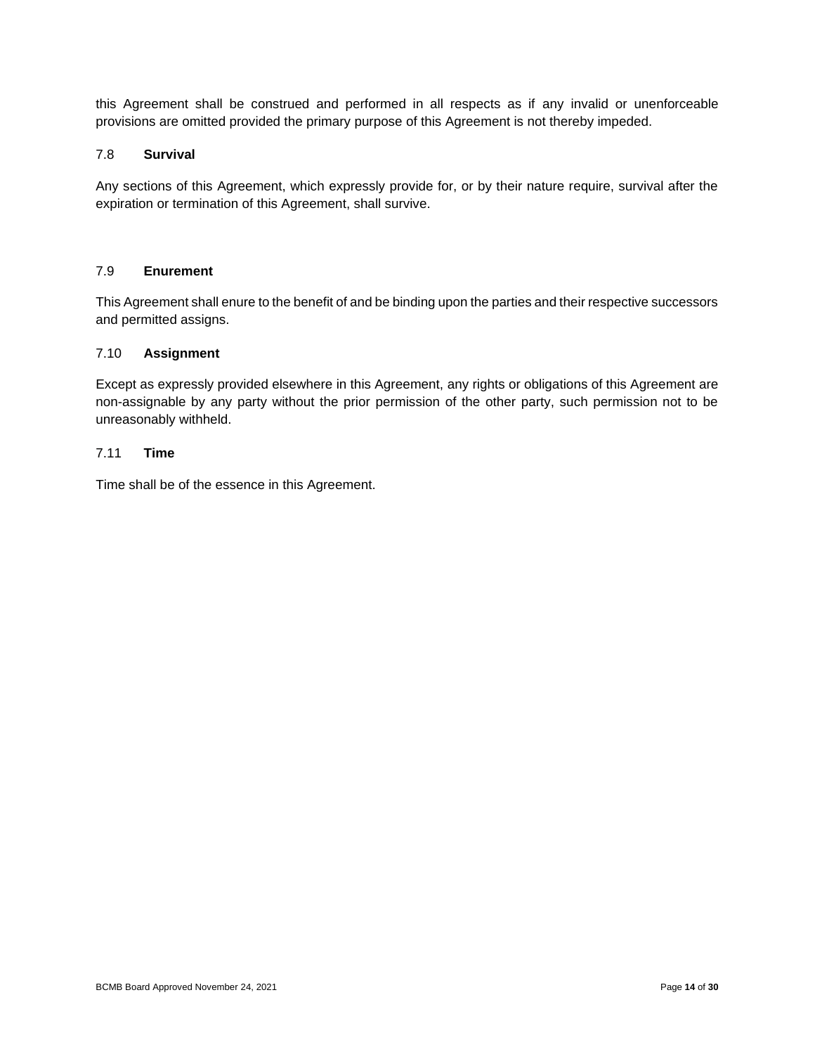this Agreement shall be construed and performed in all respects as if any invalid or unenforceable provisions are omitted provided the primary purpose of this Agreement is not thereby impeded.

### 7.8 **Survival**

Any sections of this Agreement, which expressly provide for, or by their nature require, survival after the expiration or termination of this Agreement, shall survive.

### 7.9 **Enurement**

This Agreement shall enure to the benefit of and be binding upon the parties and their respective successors and permitted assigns.

### 7.10 **Assignment**

Except as expressly provided elsewhere in this Agreement, any rights or obligations of this Agreement are non-assignable by any party without the prior permission of the other party, such permission not to be unreasonably withheld.

### 7.11 **Time**

Time shall be of the essence in this Agreement.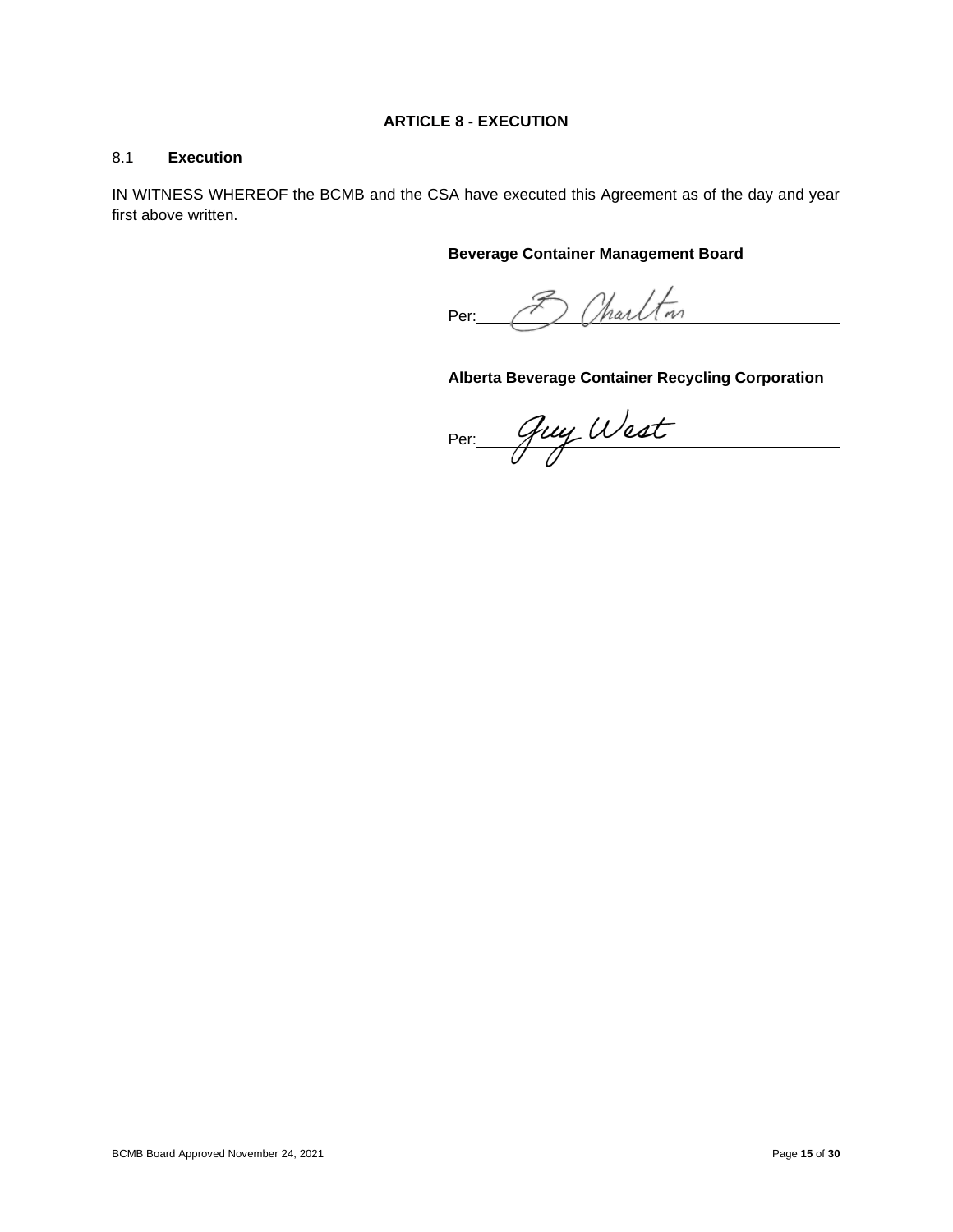## ARTICLE 8 - EXECUTION

### 8.1 Execution

IN WITNESS WHEREOF the BCMB and the CSA have executed this Agreement as of the day and year first above written.

**Beverage Container Management Board**

Per: B Charlton

**Alberta Beverage Container Recycling Corporation**

Per: Guy West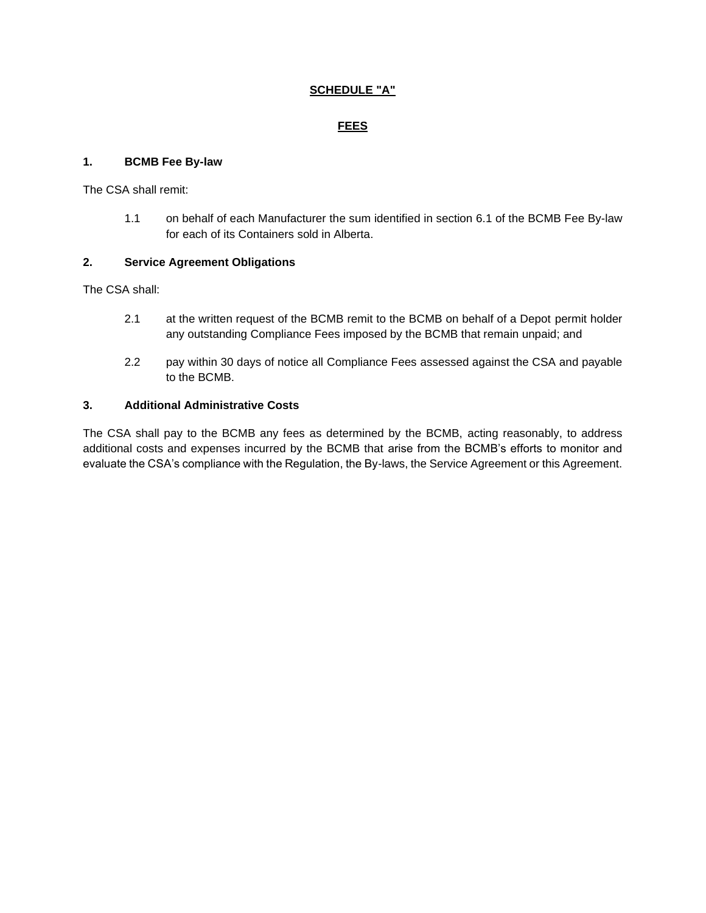# SCHEDULE "A"

## FEES

### 1. BCMB Fee By-law

The CSA shall remit:

1.1 on behalf of each Manufacturer the sum identified in section 6.1 of the BCMB Fee By-law for each of its Containers sold in Alberta.

### 2. Service Agreement Obligations

The CSA shall:

2.1 at the written request of the BCMB remit to the BCMB on behalf of a Depot permit holder any outstanding Compliance Fees imposed by the BCMB that remain unpaid; and

2.2 pay within 30 days of notice all Compliance Fees assessed against the CSA and payable to the BCMB.

### 3. Additional Administrative Costs

The CSA shall pay to the BCMB any fees as determined by the BCMB, acting reasonably, to address additional costs and expenses incurred by the BCMB that arise from the BCMB's efforts to monitor and evaluate the CSA's compliance with the Regulation, the By-laws, the Service Agreement or this Agreement.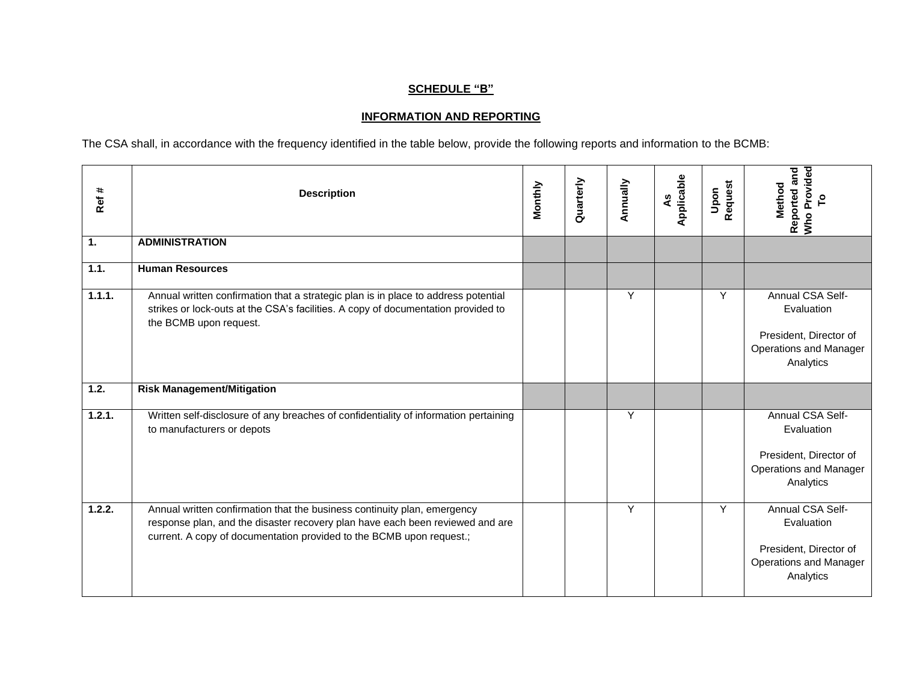**SCHEDULE "B"**

**INFORMATION AND REPORTING**

The CSA shall, in accordance with the frequency identified in the table below, provide the following reports and information to the BCMB:

| Ref # | Description | Monthly | Quarterly | Annually | As Applicable | Upon Request | Method Reported and Who Provided To |
|---|---|---|---|---|---|---|---|
| **1.** | **ADMINISTRATION** | | | | | | |
| **1.1.** | **Human Resources** | | | | | | |
| **1.1.1.** | Annual written confirmation that a strategic plan is in place to address potential strikes or lock-outs at the CSA's facilities. A copy of documentation provided to the BCMB upon request. | | | Y | | Y | Annual CSA Self-Evaluation<br><br>President, Director of Operations and Manager Analytics |
| **1.2.** | **Risk Management/Mitigation** | | | | | | |
| **1.2.1.** | Written self-disclosure of any breaches of confidentiality of information pertaining to manufacturers or depots | | | Y | | | Annual CSA Self-Evaluation<br><br>President, Director of Operations and Manager Analytics |
| **1.2.2.** | Annual written confirmation that the business continuity plan, emergency response plan, and the disaster recovery plan have each been reviewed and are current. A copy of documentation provided to the BCMB upon request.; | | | Y | | Y | Annual CSA Self-Evaluation<br><br>President, Director of Operations and Manager Analytics |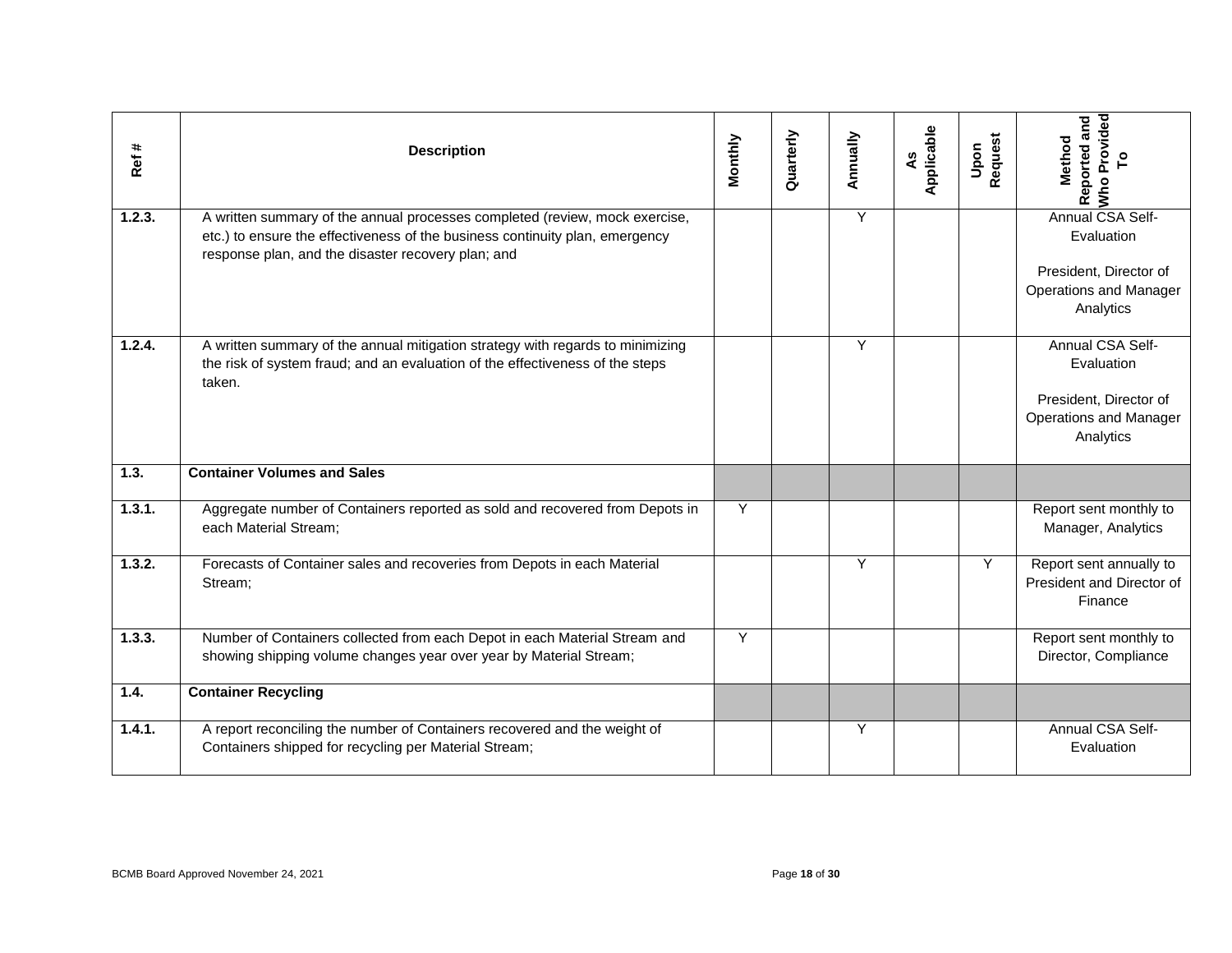| Ref # | Description | Monthly | Quarterly | Annually | As Applicable | Upon Request | Method Reported and Who Provided To |
|---|---|---|---|---|---|---|---|
| 1.2.3. | A written summary of the annual processes completed (review, mock exercise, etc.) to ensure the effectiveness of the business continuity plan, emergency response plan, and the disaster recovery plan; and | | | Y | | | Annual CSA Self-Evaluation<br><br>President, Director of Operations and Manager Analytics |
| 1.2.4. | A written summary of the annual mitigation strategy with regards to minimizing the risk of system fraud; and an evaluation of the effectiveness of the steps taken. | | | Y | | | Annual CSA Self-Evaluation<br><br>President, Director of Operations and Manager Analytics |
| **1.3.** | **Container Volumes and Sales** | | | | | | |
| 1.3.1. | Aggregate number of Containers reported as sold and recovered from Depots in each Material Stream; | Y | | | | | Report sent monthly to Manager, Analytics |
| 1.3.2. | Forecasts of Container sales and recoveries from Depots in each Material Stream; | | | Y | | Y | Report sent annually to President and Director of Finance |
| 1.3.3. | Number of Containers collected from each Depot in each Material Stream and showing shipping volume changes year over year by Material Stream; | Y | | | | | Report sent monthly to Director, Compliance |
| **1.4.** | **Container Recycling** | | | | | | |
| 1.4.1. | A report reconciling the number of Containers recovered and the weight of Containers shipped for recycling per Material Stream; | | | Y | | | Annual CSA Self-Evaluation |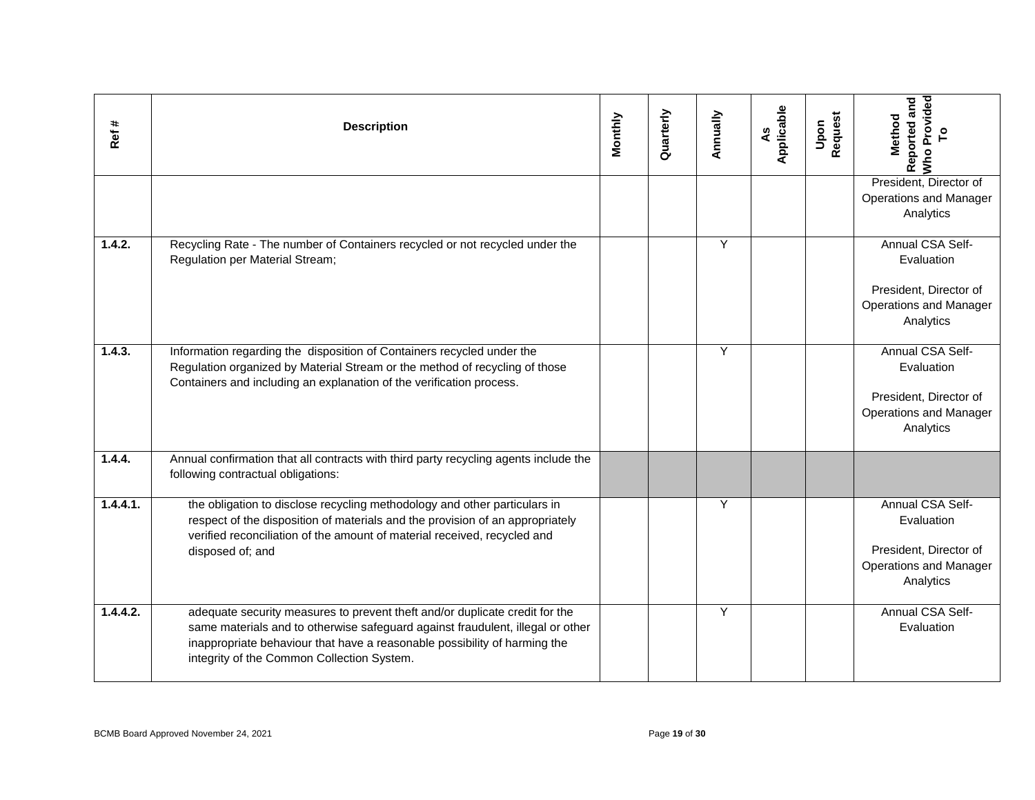| Ref # | Description | Monthly | Quarterly | Annually | As Applicable | Upon Request | Method Reported and Who Provided To |
|---|---|---|---|---|---|---|---|
| | | | | | | | President, Director of Operations and Manager Analytics |
| **1.4.2.** | Recycling Rate - The number of Containers recycled or not recycled under the Regulation per Material Stream; | | | Y | | | Annual CSA Self-Evaluation<br><br>President, Director of Operations and Manager Analytics |
| **1.4.3.** | Information regarding the disposition of Containers recycled under the Regulation organized by Material Stream or the method of recycling of those Containers and including an explanation of the verification process. | | | Y | | | Annual CSA Self-Evaluation<br><br>President, Director of Operations and Manager Analytics |
| **1.4.4.** | Annual confirmation that all contracts with third party recycling agents include the following contractual obligations: | | | | | | |
| **1.4.4.1.** | the obligation to disclose recycling methodology and other particulars in respect of the disposition of materials and the provision of an appropriately verified reconciliation of the amount of material received, recycled and disposed of; and | | | Y | | | Annual CSA Self-Evaluation<br><br>President, Director of Operations and Manager Analytics |
| **1.4.4.2.** | adequate security measures to prevent theft and/or duplicate credit for the same materials and to otherwise safeguard against fraudulent, illegal or other inappropriate behaviour that have a reasonable possibility of harming the integrity of the Common Collection System. | | | Y | | | Annual CSA Self-Evaluation |

BCMB Board Approved November 24, 2021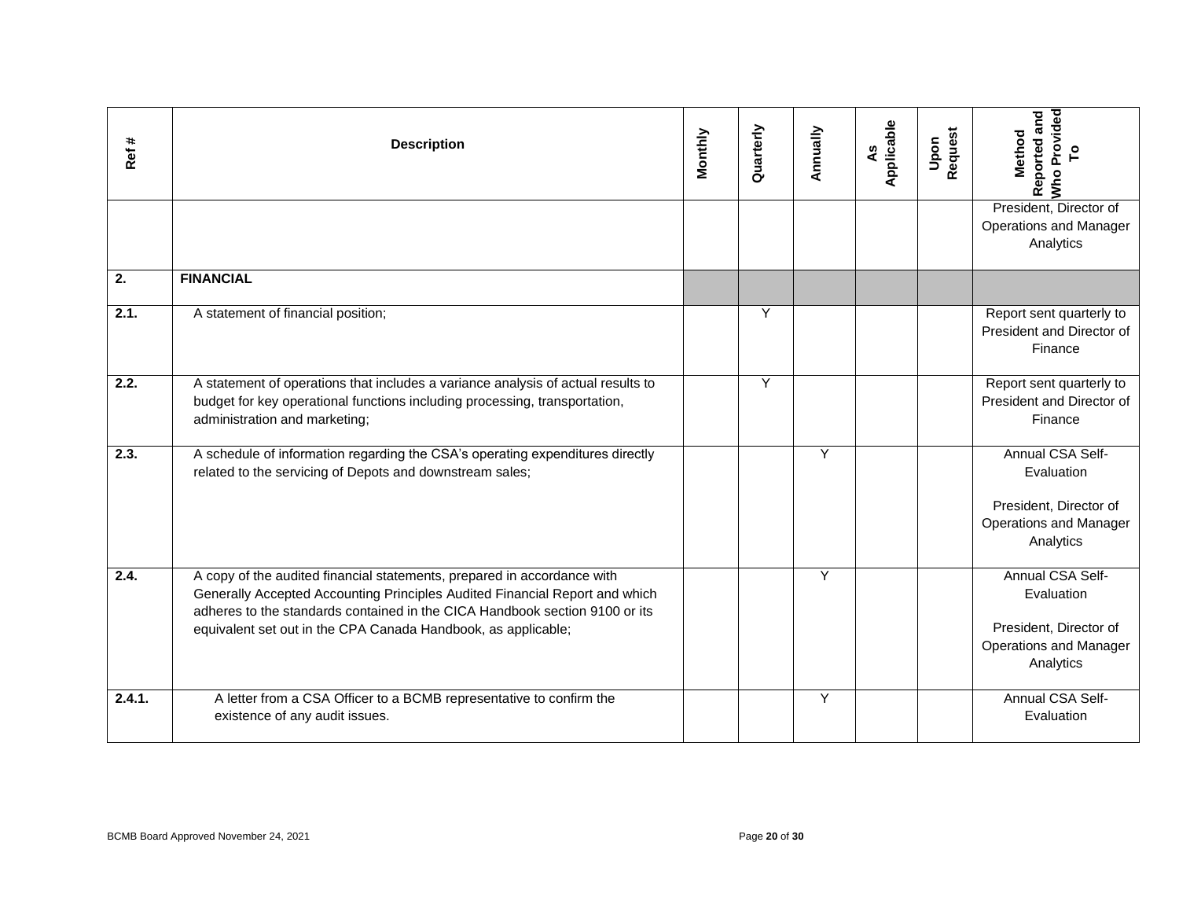| Ref # | Description | Monthly | Quarterly | Annually | As Applicable | Upon Request | Method Reported and Who Provided To |
|---|---|---|---|---|---|---|---|
| | | | | | | | President, Director of Operations and Manager Analytics |
| **2.** | **FINANCIAL** | | | | | | |
| **2.1.** | A statement of financial position; | | Y | | | | Report sent quarterly to President and Director of Finance |
| **2.2.** | A statement of operations that includes a variance analysis of actual results to budget for key operational functions including processing, transportation, administration and marketing; | | Y | | | | Report sent quarterly to President and Director of Finance |
| **2.3.** | A schedule of information regarding the CSA's operating expenditures directly related to the servicing of Depots and downstream sales; | | | Y | | | Annual CSA Self-Evaluation<br><br>President, Director of Operations and Manager Analytics |
| **2.4.** | A copy of the audited financial statements, prepared in accordance with Generally Accepted Accounting Principles Audited Financial Report and which adheres to the standards contained in the CICA Handbook section 9100 or its equivalent set out in the CPA Canada Handbook, as applicable; | | | Y | | | Annual CSA Self-Evaluation<br><br>President, Director of Operations and Manager Analytics |
| **2.4.1.** | A letter from a CSA Officer to a BCMB representative to confirm the existence of any audit issues. | | | Y | | | Annual CSA Self-Evaluation |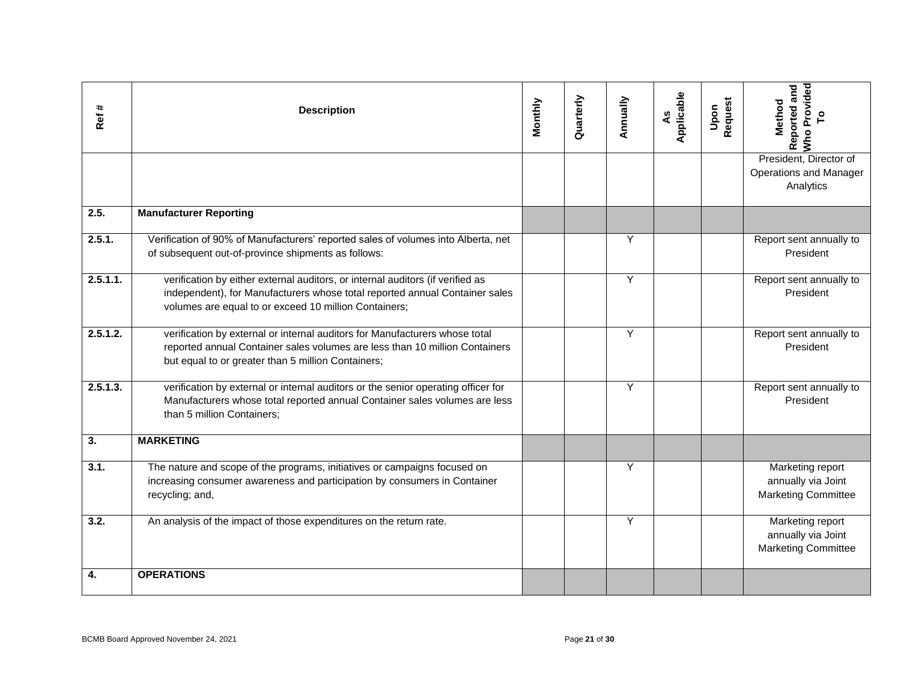| Ref # | Description | Monthly | Quarterly | Annually | As Applicable | Upon Request | Method Reported and Who Provided To |
|---|---|---|---|---|---|---|---|
| | | | | | | | President, Director of Operations and Manager Analytics |
| **2.5.** | **Manufacturer Reporting** | | | | | | |
| **2.5.1.** | Verification of 90% of Manufacturers' reported sales of volumes into Alberta, net of subsequent out-of-province shipments as follows: | | | Y | | | Report sent annually to President |
| **2.5.1.1.** | verification by either external auditors, or internal auditors (if verified as independent), for Manufacturers whose total reported annual Container sales volumes are equal to or exceed 10 million Containers; | | | Y | | | Report sent annually to President |
| **2.5.1.2.** | verification by external or internal auditors for Manufacturers whose total reported annual Container sales volumes are less than 10 million Containers but equal to or greater than 5 million Containers; | | | Y | | | Report sent annually to President |
| **2.5.1.3.** | verification by external or internal auditors or the senior operating officer for Manufacturers whose total reported annual Container sales volumes are less than 5 million Containers; | | | Y | | | Report sent annually to President |
| **3.** | **MARKETING** | | | | | | |
| **3.1.** | The nature and scope of the programs, initiatives or campaigns focused on increasing consumer awareness and participation by consumers in Container recycling; and, | | | Y | | | Marketing report annually via Joint Marketing Committee |
| **3.2.** | An analysis of the impact of those expenditures on the return rate. | | | Y | | | Marketing report annually via Joint Marketing Committee |
| **4.** | **OPERATIONS** | | | | | | |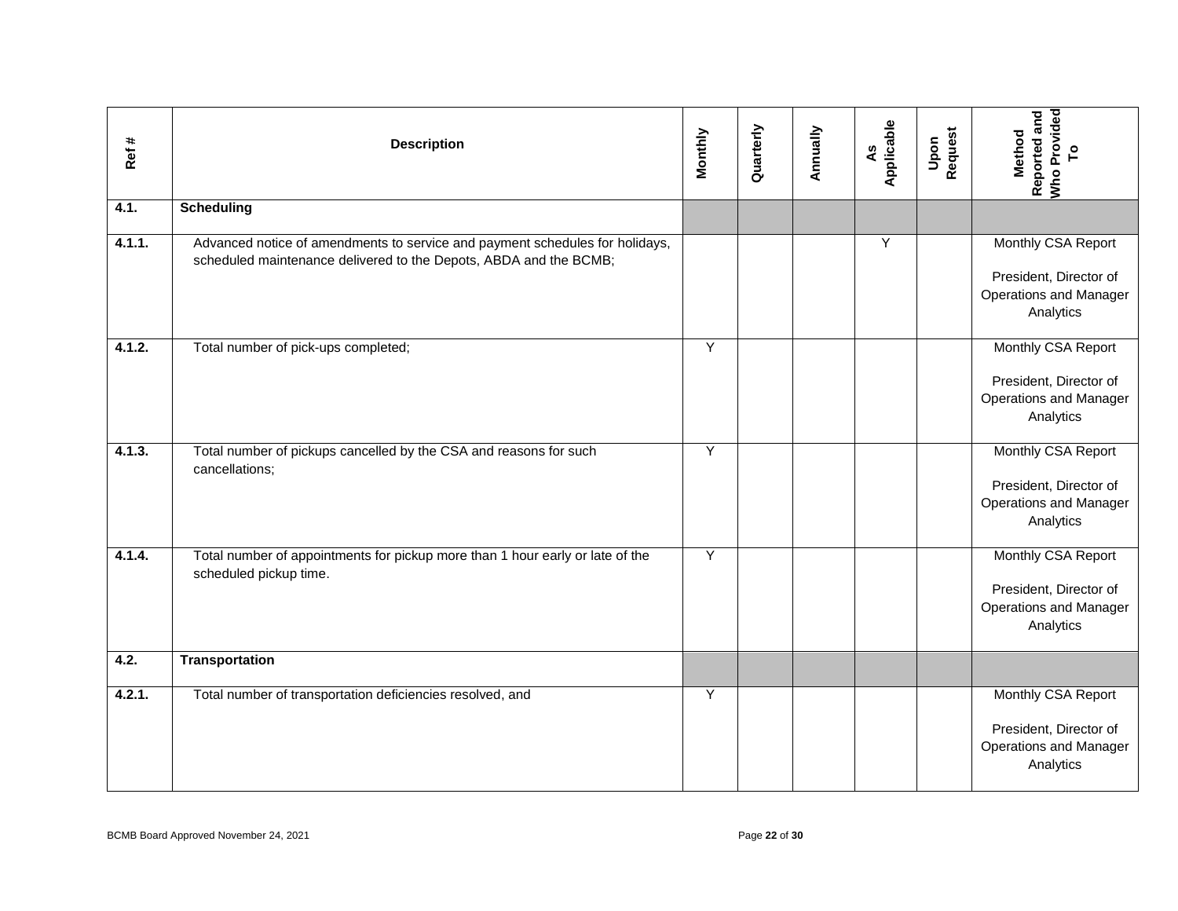| Ref # | Description | Monthly | Quarterly | Annually | As Applicable | Upon Request | Method Reported and Who Provided To |
|---|---|---|---|---|---|---|---|
| **4.1.** | **Scheduling** | | | | | | |
| **4.1.1.** | Advanced notice of amendments to service and payment schedules for holidays, scheduled maintenance delivered to the Depots, ABDA and the BCMB; | | | | Y | | Monthly CSA Report<br><br>President, Director of Operations and Manager Analytics |
| **4.1.2.** | Total number of pick-ups completed; | Y | | | | | Monthly CSA Report<br><br>President, Director of Operations and Manager Analytics |
| **4.1.3.** | Total number of pickups cancelled by the CSA and reasons for such cancellations; | Y | | | | | Monthly CSA Report<br><br>President, Director of Operations and Manager Analytics |
| **4.1.4.** | Total number of appointments for pickup more than 1 hour early or late of the scheduled pickup time. | Y | | | | | Monthly CSA Report<br><br>President, Director of Operations and Manager Analytics |
| **4.2.** | **Transportation** | | | | | | |
| **4.2.1.** | Total number of transportation deficiencies resolved, and | Y | | | | | Monthly CSA Report<br><br>President, Director of Operations and Manager Analytics |

BCMB Board Approved November 24, 2021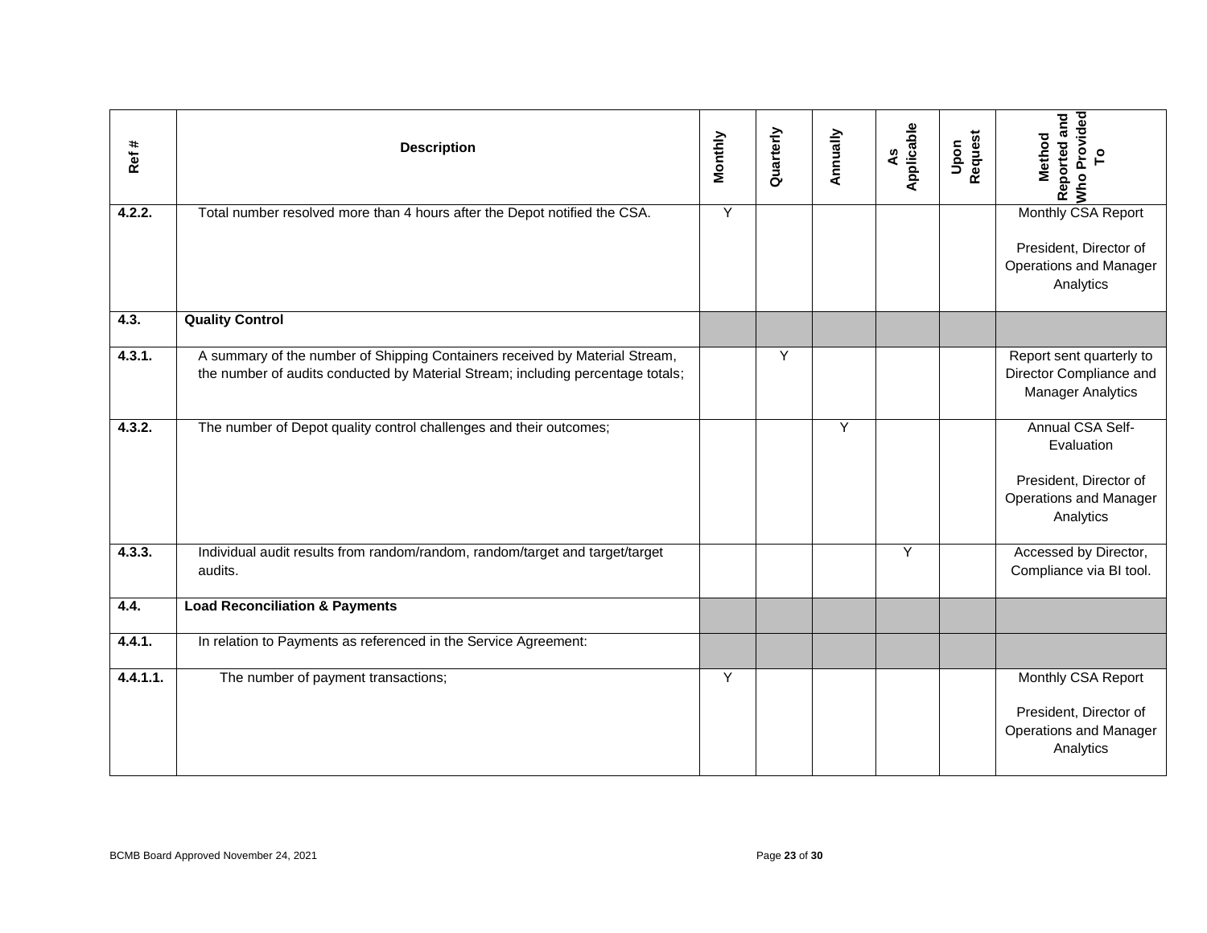| Ref # | Description | Monthly | Quarterly | Annually | As Applicable | Upon Request | Method Reported and Who Provided To |
|---|---|---|---|---|---|---|---|
| 4.2.2. | Total number resolved more than 4 hours after the Depot notified the CSA. | Y | | | | | Monthly CSA Report<br><br>President, Director of Operations and Manager Analytics |
| 4.3. | **Quality Control** | | | | | | |
| 4.3.1. | A summary of the number of Shipping Containers received by Material Stream, the number of audits conducted by Material Stream; including percentage totals; | | Y | | | | Report sent quarterly to Director Compliance and Manager Analytics |
| 4.3.2. | The number of Depot quality control challenges and their outcomes; | | | Y | | | Annual CSA Self-Evaluation<br><br>President, Director of Operations and Manager Analytics |
| 4.3.3. | Individual audit results from random/random, random/target and target/target audits. | | | | Y | | Accessed by Director, Compliance via BI tool. |
| 4.4. | **Load Reconciliation & Payments** | | | | | | |
| 4.4.1. | In relation to Payments as referenced in the Service Agreement: | | | | | | |
| 4.4.1.1. | The number of payment transactions; | Y | | | | | Monthly CSA Report<br><br>President, Director of Operations and Manager Analytics |

BCMB Board Approved November 24, 2021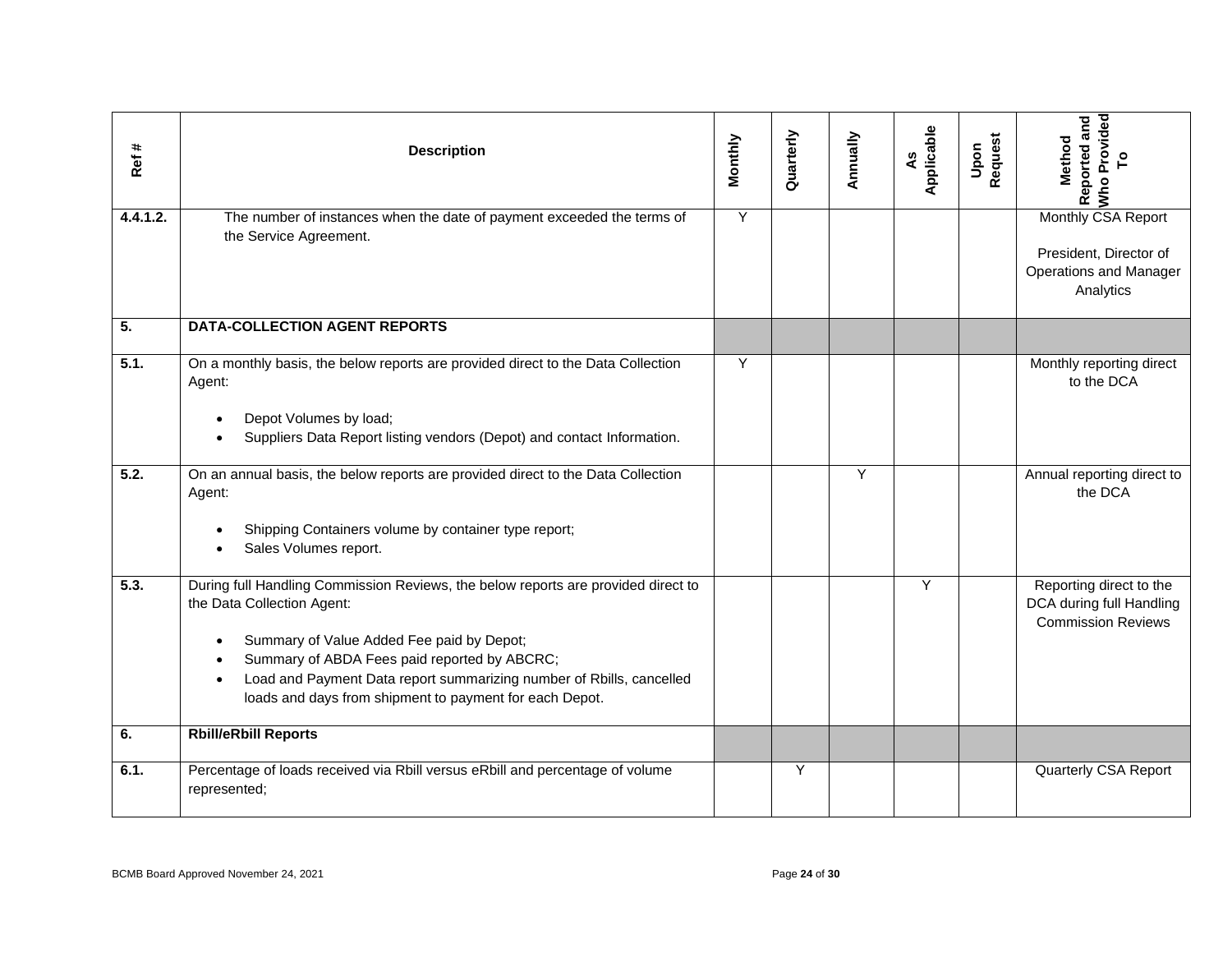| Ref # | Description | Monthly | Quarterly | Annually | As Applicable | Upon Request | Method Reported and Who Provided To |
|---|---|---|---|---|---|---|---|
| **4.4.1.2.** | The number of instances when the date of payment exceeded the terms of the Service Agreement. | Y | | | | | Monthly CSA Report<br><br>President, Director of Operations and Manager Analytics |
| **5.** | **DATA-COLLECTION AGENT REPORTS** | | | | | | |
| **5.1.** | On a monthly basis, the below reports are provided direct to the Data Collection Agent:<br><br>• Depot Volumes by load;<br>• Suppliers Data Report listing vendors (Depot) and contact Information. | Y | | | | | Monthly reporting direct to the DCA |
| **5.2.** | On an annual basis, the below reports are provided direct to the Data Collection Agent:<br><br>• Shipping Containers volume by container type report;<br>• Sales Volumes report. | | | Y | | | Annual reporting direct to the DCA |
| **5.3.** | During full Handling Commission Reviews, the below reports are provided direct to the Data Collection Agent:<br><br>• Summary of Value Added Fee paid by Depot;<br>• Summary of ABDA Fees paid reported by ABCRC;<br>• Load and Payment Data report summarizing number of Rbills, cancelled loads and days from shipment to payment for each Depot. | | | | Y | | Reporting direct to the DCA during full Handling Commission Reviews |
| **6.** | **Rbill/eRbill Reports** | | | | | | |
| **6.1.** | Percentage of loads received via Rbill versus eRbill and percentage of volume represented; | | Y | | | | Quarterly CSA Report |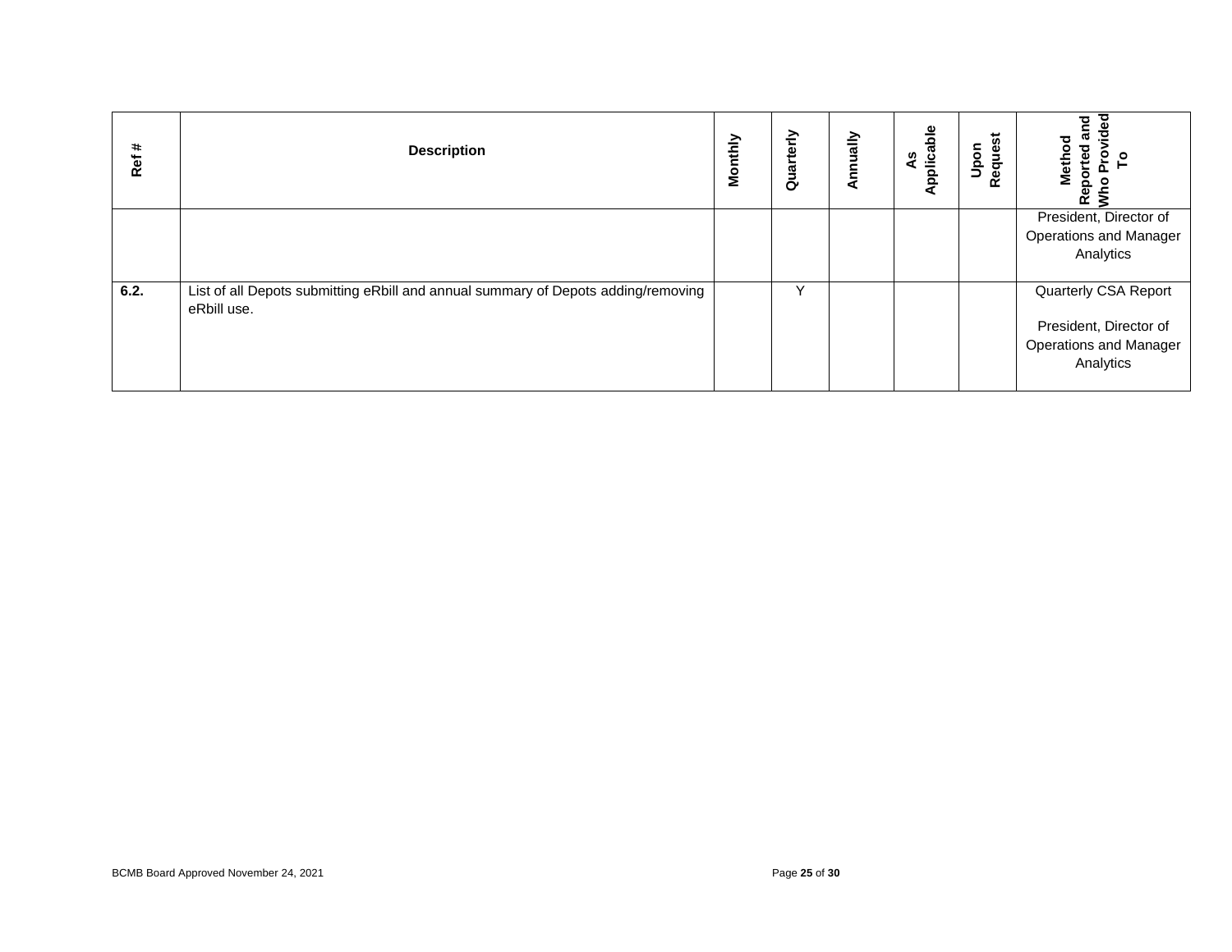| Ref # | Description | Monthly | Quarterly | Annually | As Applicable | Upon Request | Method Reported and Who Provided To |
|---|---|---|---|---|---|---|---|
| | | | | | | | President, Director of Operations and Manager Analytics |
| **6.2.** | List of all Depots submitting eRbill and annual summary of Depots adding/removing eRbill use. | | Y | | | | Quarterly CSA Report<br><br>President, Director of Operations and Manager Analytics |

BCMB Board Approved November 24, 2021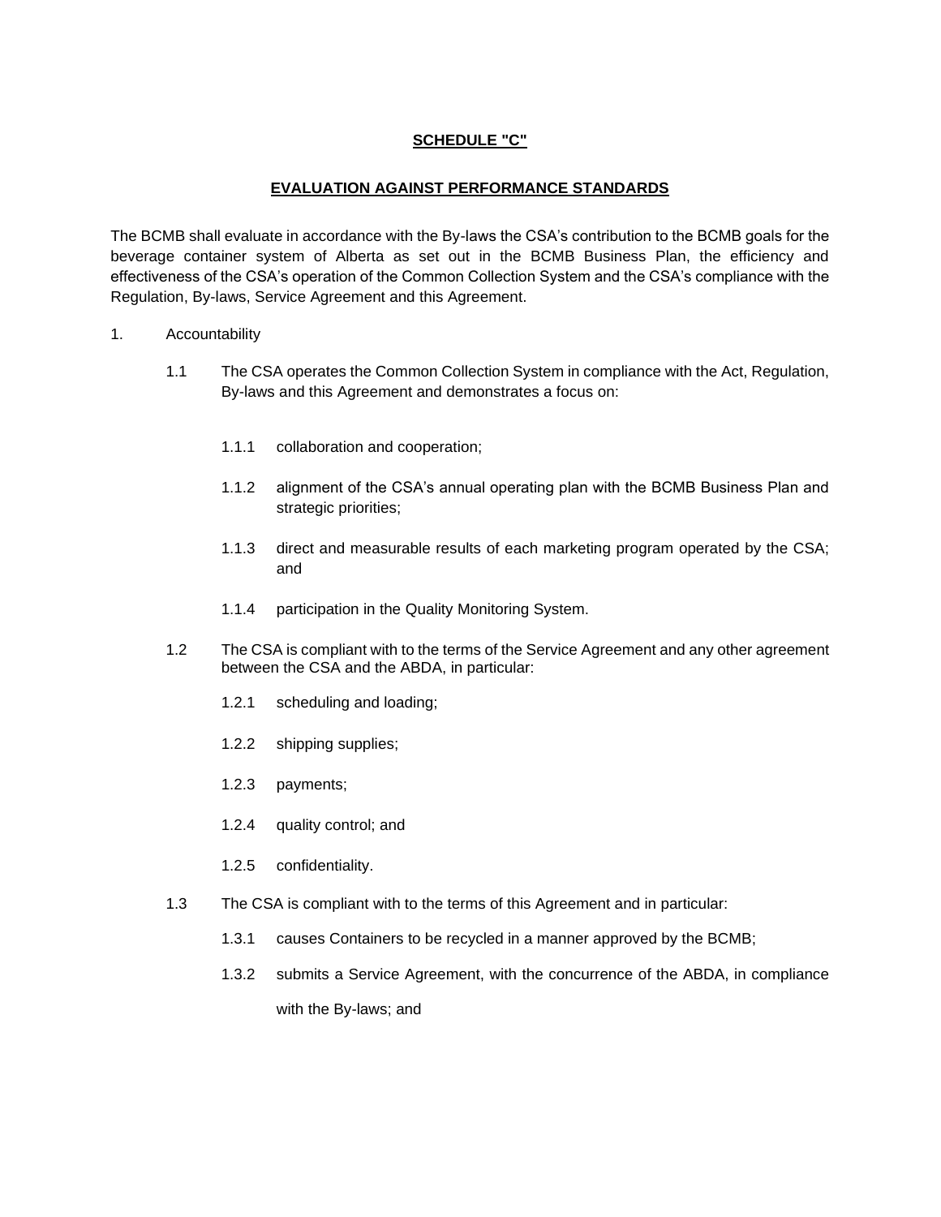**SCHEDULE "C"**

**EVALUATION AGAINST PERFORMANCE STANDARDS**

The BCMB shall evaluate in accordance with the By-laws the CSA's contribution to the BCMB goals for the beverage container system of Alberta as set out in the BCMB Business Plan, the efficiency and effectiveness of the CSA's operation of the Common Collection System and the CSA's compliance with the Regulation, By-laws, Service Agreement and this Agreement.

1. Accountability

   1.1 The CSA operates the Common Collection System in compliance with the Act, Regulation, By-laws and this Agreement and demonstrates a focus on:

      1.1.1 collaboration and cooperation;

      1.1.2 alignment of the CSA's annual operating plan with the BCMB Business Plan and strategic priorities;

      1.1.3 direct and measurable results of each marketing program operated by the CSA; and

      1.1.4 participation in the Quality Monitoring System.

   1.2 The CSA is compliant with to the terms of the Service Agreement and any other agreement between the CSA and the ABDA, in particular:

      1.2.1 scheduling and loading;

      1.2.2 shipping supplies;

      1.2.3 payments;

      1.2.4 quality control; and

      1.2.5 confidentiality.

   1.3 The CSA is compliant with to the terms of this Agreement and in particular:

      1.3.1 causes Containers to be recycled in a manner approved by the BCMB;

      1.3.2 submits a Service Agreement, with the concurrence of the ABDA, in compliance with the By-laws; and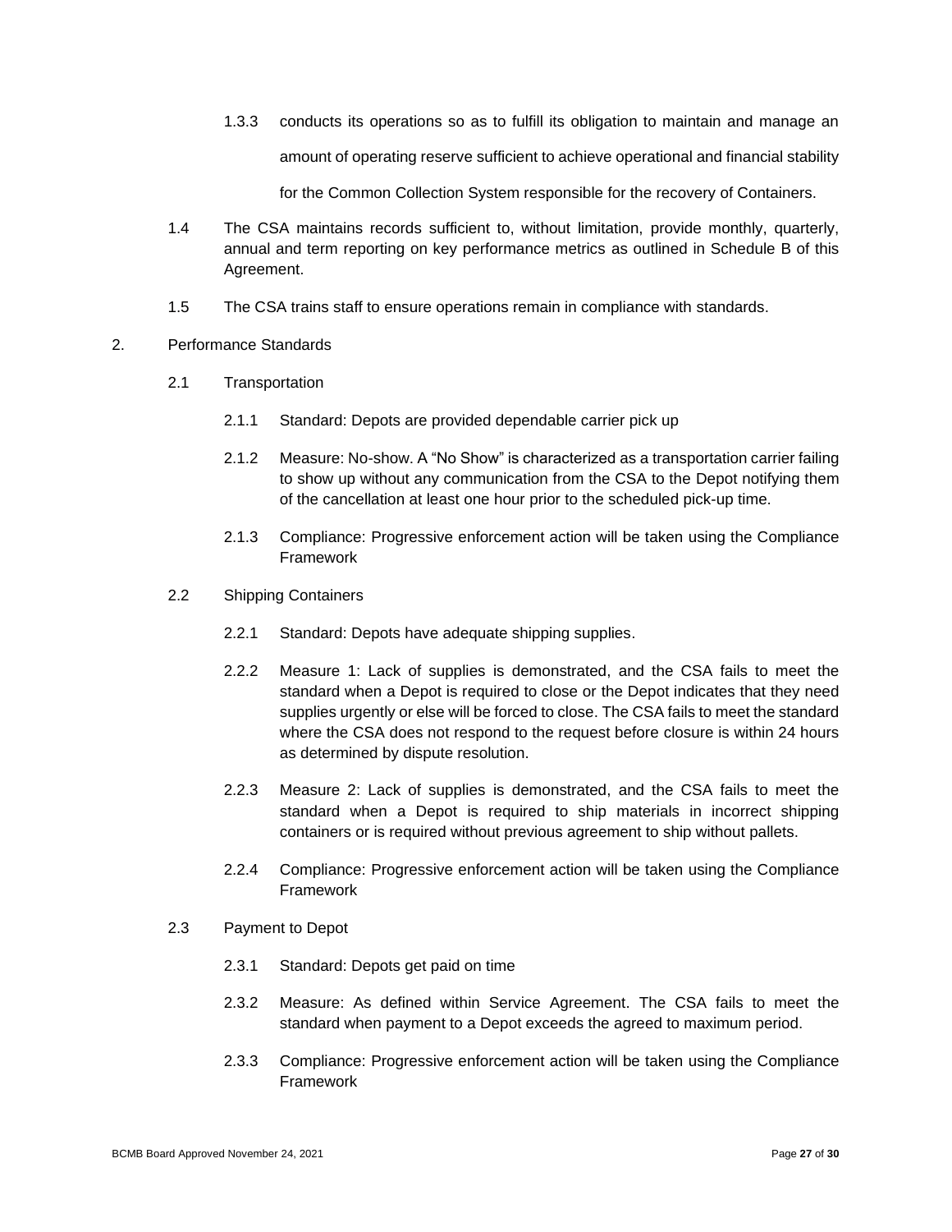1.3.3 conducts its operations so as to fulfill its obligation to maintain and manage an amount of operating reserve sufficient to achieve operational and financial stability for the Common Collection System responsible for the recovery of Containers.

1.4 The CSA maintains records sufficient to, without limitation, provide monthly, quarterly, annual and term reporting on key performance metrics as outlined in Schedule B of this Agreement.

1.5 The CSA trains staff to ensure operations remain in compliance with standards.

2. Performance Standards

2.1 Transportation

2.1.1 Standard: Depots are provided dependable carrier pick up

2.1.2 Measure: No-show. A "No Show" is characterized as a transportation carrier failing to show up without any communication from the CSA to the Depot notifying them of the cancellation at least one hour prior to the scheduled pick-up time.

2.1.3 Compliance: Progressive enforcement action will be taken using the Compliance Framework

2.2 Shipping Containers

2.2.1 Standard: Depots have adequate shipping supplies.

2.2.2 Measure 1: Lack of supplies is demonstrated, and the CSA fails to meet the standard when a Depot is required to close or the Depot indicates that they need supplies urgently or else will be forced to close. The CSA fails to meet the standard where the CSA does not respond to the request before closure is within 24 hours as determined by dispute resolution.

2.2.3 Measure 2: Lack of supplies is demonstrated, and the CSA fails to meet the standard when a Depot is required to ship materials in incorrect shipping containers or is required without previous agreement to ship without pallets.

2.2.4 Compliance: Progressive enforcement action will be taken using the Compliance Framework

2.3 Payment to Depot

2.3.1 Standard: Depots get paid on time

2.3.2 Measure: As defined within Service Agreement. The CSA fails to meet the standard when payment to a Depot exceeds the agreed to maximum period.

2.3.3 Compliance: Progressive enforcement action will be taken using the Compliance Framework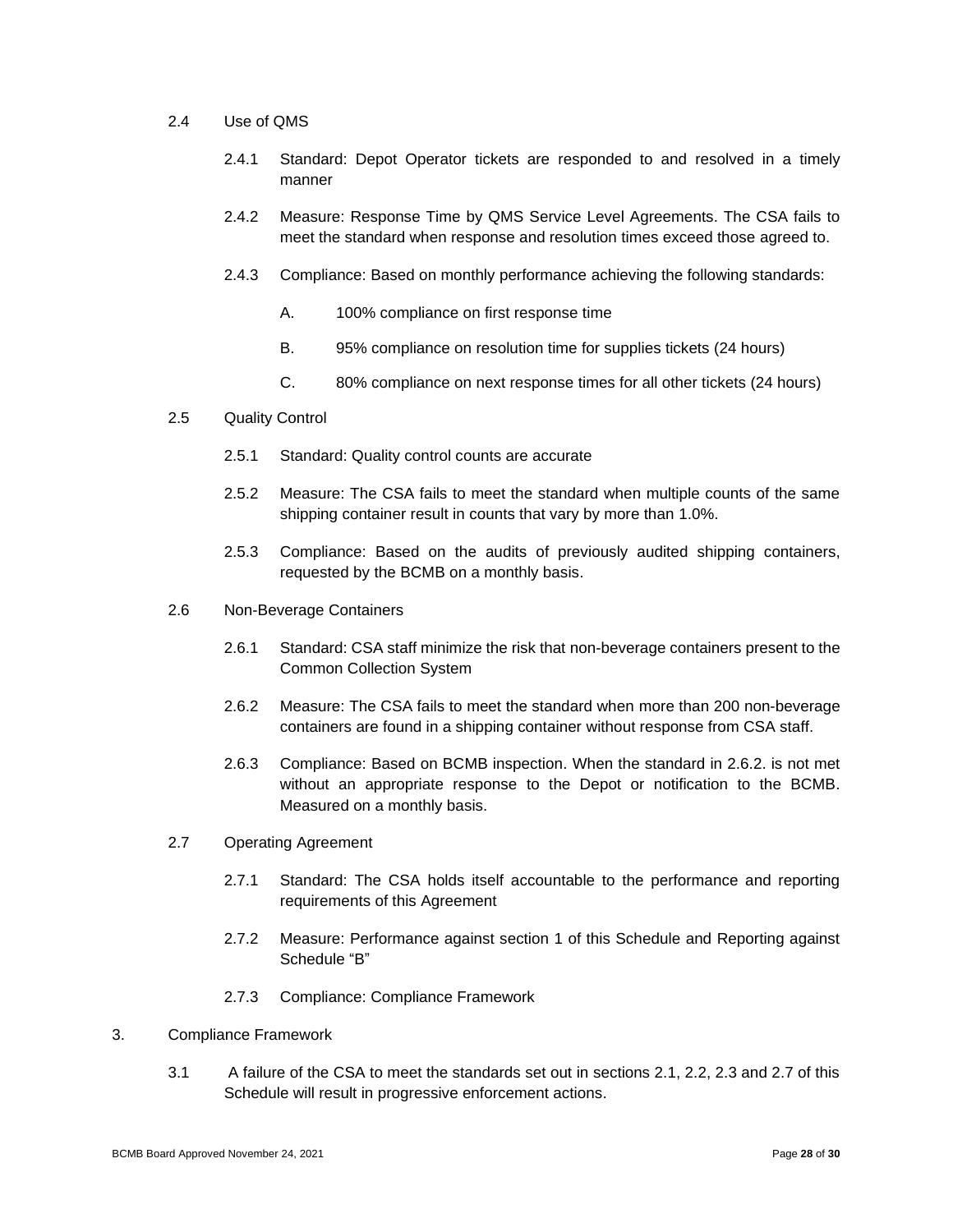2.4 Use of QMS

2.4.1 Standard: Depot Operator tickets are responded to and resolved in a timely manner

2.4.2 Measure: Response Time by QMS Service Level Agreements. The CSA fails to meet the standard when response and resolution times exceed those agreed to.

2.4.3 Compliance: Based on monthly performance achieving the following standards:

A. 100% compliance on first response time

B. 95% compliance on resolution time for supplies tickets (24 hours)

C. 80% compliance on next response times for all other tickets (24 hours)

2.5 Quality Control

2.5.1 Standard: Quality control counts are accurate

2.5.2 Measure: The CSA fails to meet the standard when multiple counts of the same shipping container result in counts that vary by more than 1.0%.

2.5.3 Compliance: Based on the audits of previously audited shipping containers, requested by the BCMB on a monthly basis.

2.6 Non-Beverage Containers

2.6.1 Standard: CSA staff minimize the risk that non-beverage containers present to the Common Collection System

2.6.2 Measure: The CSA fails to meet the standard when more than 200 non-beverage containers are found in a shipping container without response from CSA staff.

2.6.3 Compliance: Based on BCMB inspection. When the standard in 2.6.2. is not met without an appropriate response to the Depot or notification to the BCMB. Measured on a monthly basis.

2.7 Operating Agreement

2.7.1 Standard: The CSA holds itself accountable to the performance and reporting requirements of this Agreement

2.7.2 Measure: Performance against section 1 of this Schedule and Reporting against Schedule "B"

2.7.3 Compliance: Compliance Framework

3. Compliance Framework

3.1 A failure of the CSA to meet the standards set out in sections 2.1, 2.2, 2.3 and 2.7 of this Schedule will result in progressive enforcement actions.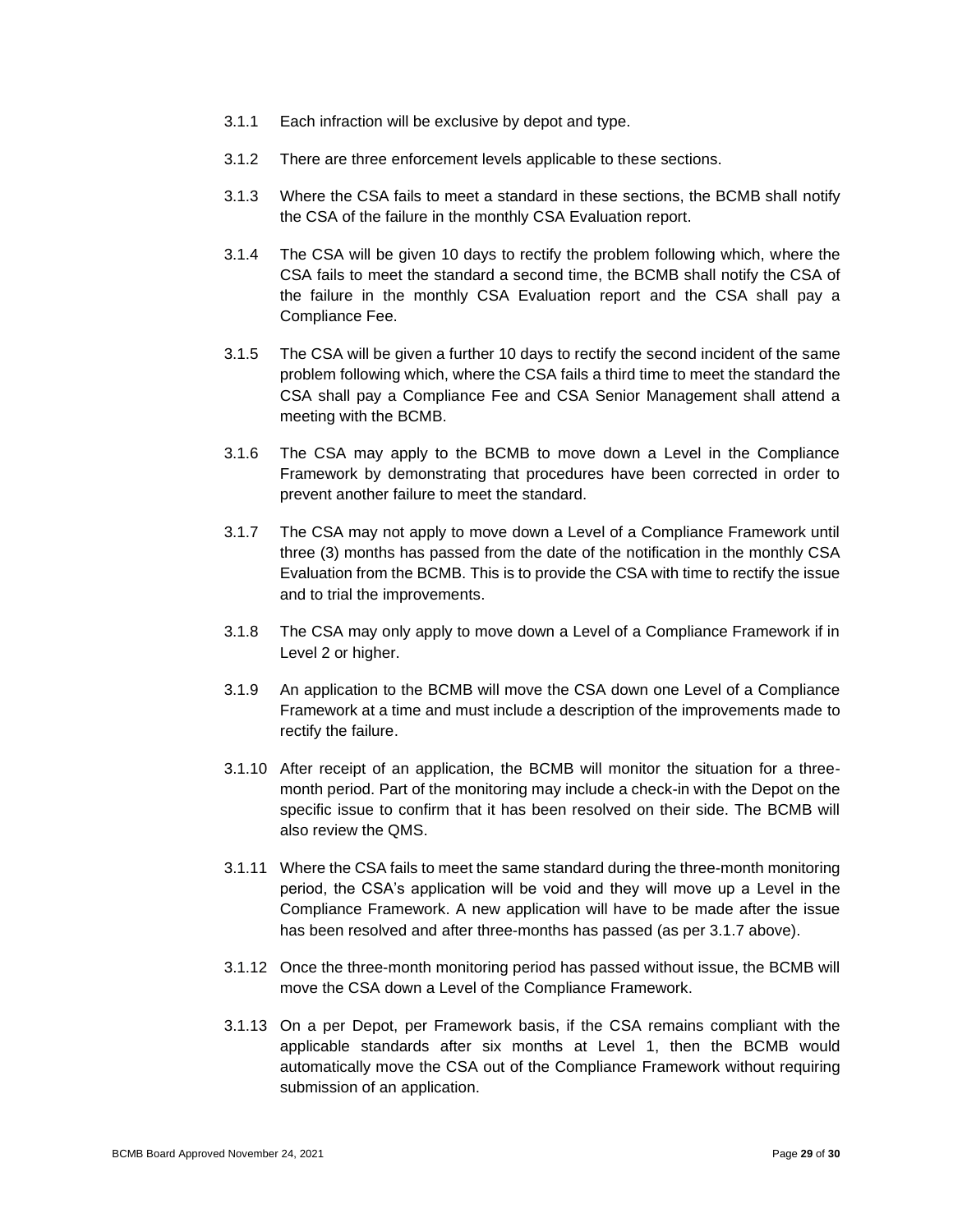3.1.1 Each infraction will be exclusive by depot and type.

3.1.2 There are three enforcement levels applicable to these sections.

3.1.3 Where the CSA fails to meet a standard in these sections, the BCMB shall notify the CSA of the failure in the monthly CSA Evaluation report.

3.1.4 The CSA will be given 10 days to rectify the problem following which, where the CSA fails to meet the standard a second time, the BCMB shall notify the CSA of the failure in the monthly CSA Evaluation report and the CSA shall pay a Compliance Fee.

3.1.5 The CSA will be given a further 10 days to rectify the second incident of the same problem following which, where the CSA fails a third time to meet the standard the CSA shall pay a Compliance Fee and CSA Senior Management shall attend a meeting with the BCMB.

3.1.6 The CSA may apply to the BCMB to move down a Level in the Compliance Framework by demonstrating that procedures have been corrected in order to prevent another failure to meet the standard.

3.1.7 The CSA may not apply to move down a Level of a Compliance Framework until three (3) months has passed from the date of the notification in the monthly CSA Evaluation from the BCMB. This is to provide the CSA with time to rectify the issue and to trial the improvements.

3.1.8 The CSA may only apply to move down a Level of a Compliance Framework if in Level 2 or higher.

3.1.9 An application to the BCMB will move the CSA down one Level of a Compliance Framework at a time and must include a description of the improvements made to rectify the failure.

3.1.10 After receipt of an application, the BCMB will monitor the situation for a three-month period. Part of the monitoring may include a check-in with the Depot on the specific issue to confirm that it has been resolved on their side. The BCMB will also review the QMS.

3.1.11 Where the CSA fails to meet the same standard during the three-month monitoring period, the CSA's application will be void and they will move up a Level in the Compliance Framework. A new application will have to be made after the issue has been resolved and after three-months has passed (as per 3.1.7 above).

3.1.12 Once the three-month monitoring period has passed without issue, the BCMB will move the CSA down a Level of the Compliance Framework.

3.1.13 On a per Depot, per Framework basis, if the CSA remains compliant with the applicable standards after six months at Level 1, then the BCMB would automatically move the CSA out of the Compliance Framework without requiring submission of an application.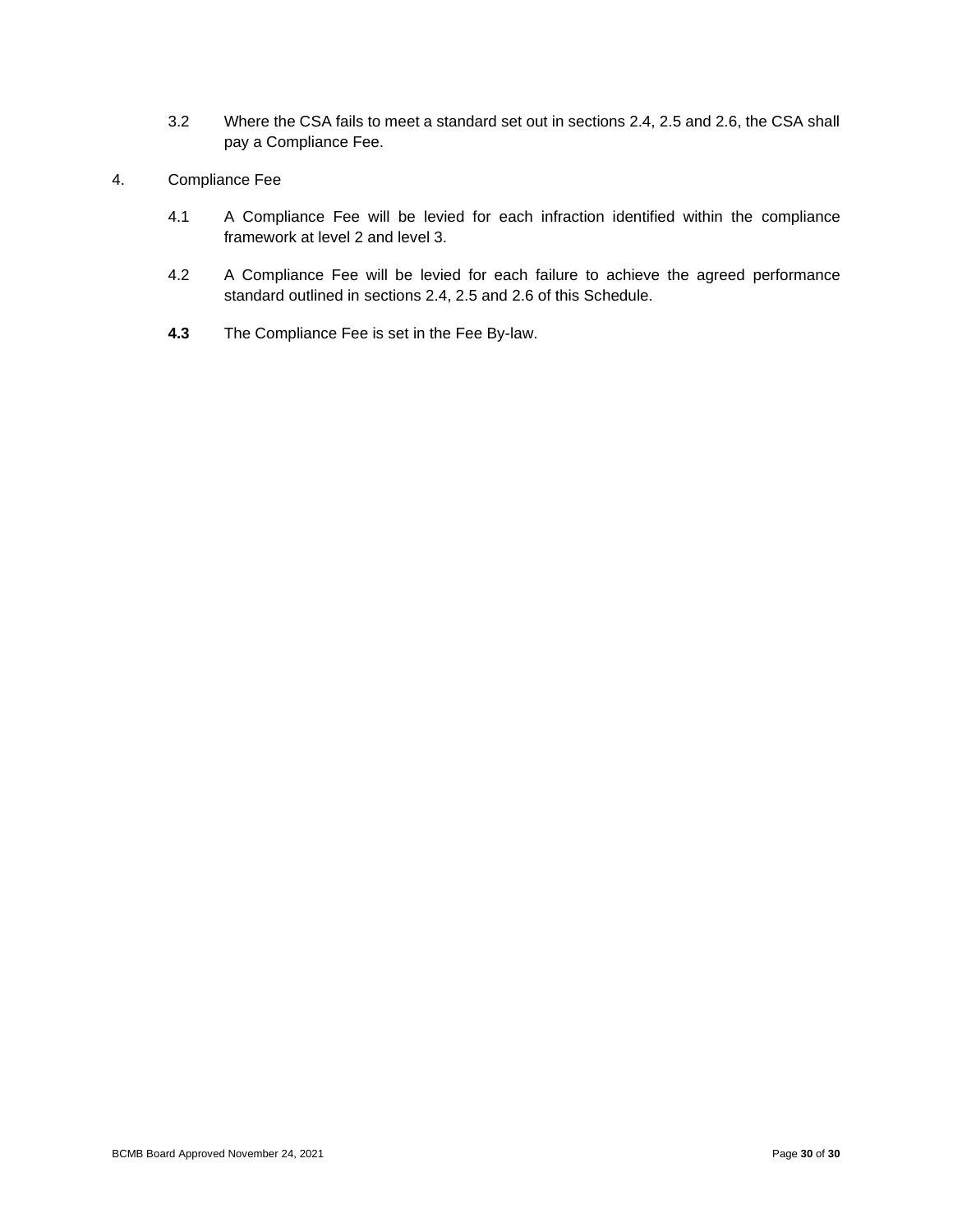3.2 Where the CSA fails to meet a standard set out in sections 2.4, 2.5 and 2.6, the CSA shall pay a Compliance Fee.

4. Compliance Fee

4.1 A Compliance Fee will be levied for each infraction identified within the compliance framework at level 2 and level 3.

4.2 A Compliance Fee will be levied for each failure to achieve the agreed performance standard outlined in sections 2.4, 2.5 and 2.6 of this Schedule.

**4.3** The Compliance Fee is set in the Fee By-law.